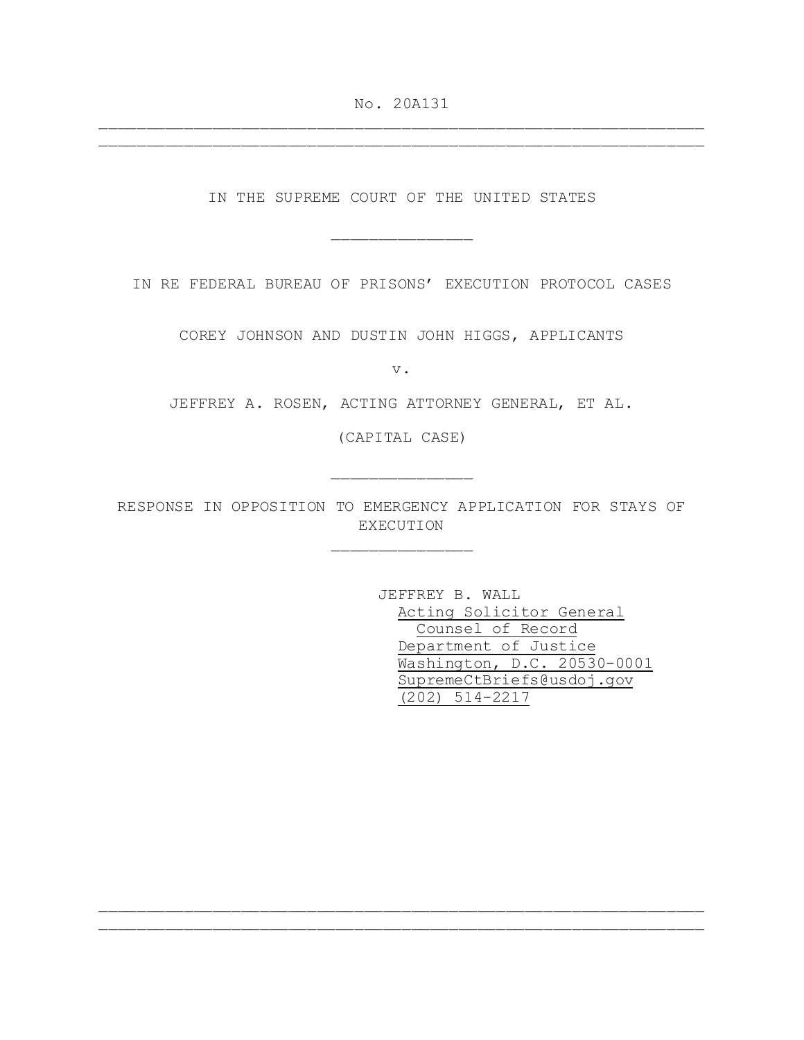No. 20A131

---

IN THE SUPREME COURT OF THE UNITED STATES

---

IN RE FEDERAL BUREAU OF PRISONS' EXECUTION PROTOCOL CASES

COREY JOHNSON AND DUSTIN JOHN HIGGS, APPLICANTS

v.

JEFFREY A. ROSEN, ACTING ATTORNEY GENERAL, ET AL.

(CAPITAL CASE)

---

RESPONSE IN OPPOSITION TO EMERGENCY APPLICATION FOR STAYS OF EXECUTION

---

JEFFREY B. WALL
Acting Solicitor General
Counsel of Record
Department of Justice
Washington, D.C. 20530-0001
SupremeCtBriefs@usdoj.gov
(202) 514-2217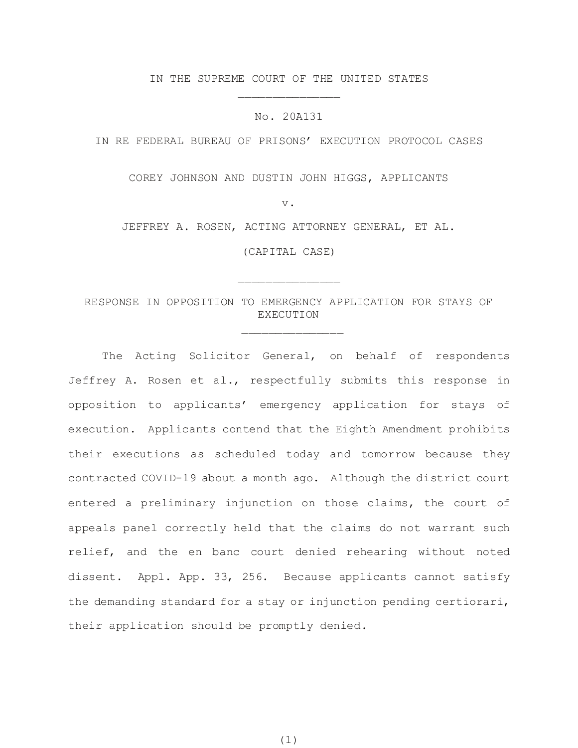IN THE SUPREME COURT OF THE UNITED STATES

No. 20A131

IN RE FEDERAL BUREAU OF PRISONS' EXECUTION PROTOCOL CASES

COREY JOHNSON AND DUSTIN JOHN HIGGS, APPLICANTS

v.

JEFFREY A. ROSEN, ACTING ATTORNEY GENERAL, ET AL.

(CAPITAL CASE)

RESPONSE IN OPPOSITION TO EMERGENCY APPLICATION FOR STAYS OF EXECUTION

The Acting Solicitor General, on behalf of respondents Jeffrey A. Rosen et al., respectfully submits this response in opposition to applicants' emergency application for stays of execution. Applicants contend that the Eighth Amendment prohibits their executions as scheduled today and tomorrow because they contracted COVID-19 about a month ago. Although the district court entered a preliminary injunction on those claims, the court of appeals panel correctly held that the claims do not warrant such relief, and the en banc court denied rehearing without noted dissent. Appl. App. 33, 256. Because applicants cannot satisfy the demanding standard for a stay or injunction pending certiorari, their application should be promptly denied.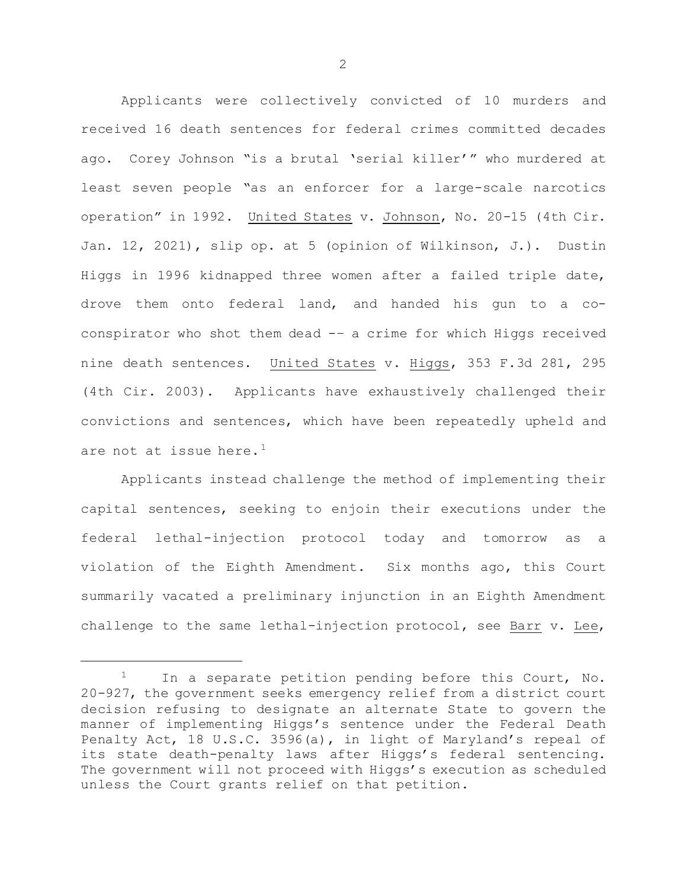Applicants were collectively convicted of 10 murders and received 16 death sentences for federal crimes committed decades ago. Corey Johnson "is a brutal 'serial killer'" who murdered at least seven people "as an enforcer for a large-scale narcotics operation" in 1992. United States v. Johnson, No. 20-15 (4th Cir. Jan. 12, 2021), slip op. at 5 (opinion of Wilkinson, J.). Dustin Higgs in 1996 kidnapped three women after a failed triple date, drove them onto federal land, and handed his gun to a co-conspirator who shot them dead -- a crime for which Higgs received nine death sentences. United States v. Higgs, 353 F.3d 281, 295 (4th Cir. 2003). Applicants have exhaustively challenged their convictions and sentences, which have been repeatedly upheld and are not at issue here.[1]

Applicants instead challenge the method of implementing their capital sentences, seeking to enjoin their executions under the federal lethal-injection protocol today and tomorrow as a violation of the Eighth Amendment. Six months ago, this Court summarily vacated a preliminary injunction in an Eighth Amendment challenge to the same lethal-injection protocol, see Barr v. Lee,

---

[1] In a separate petition pending before this Court, No. 20-927, the government seeks emergency relief from a district court decision refusing to designate an alternate State to govern the manner of implementing Higgs's sentence under the Federal Death Penalty Act, 18 U.S.C. 3596(a), in light of Maryland's repeal of its state death-penalty laws after Higgs's federal sentencing. The government will not proceed with Higgs's execution as scheduled unless the Court grants relief on that petition.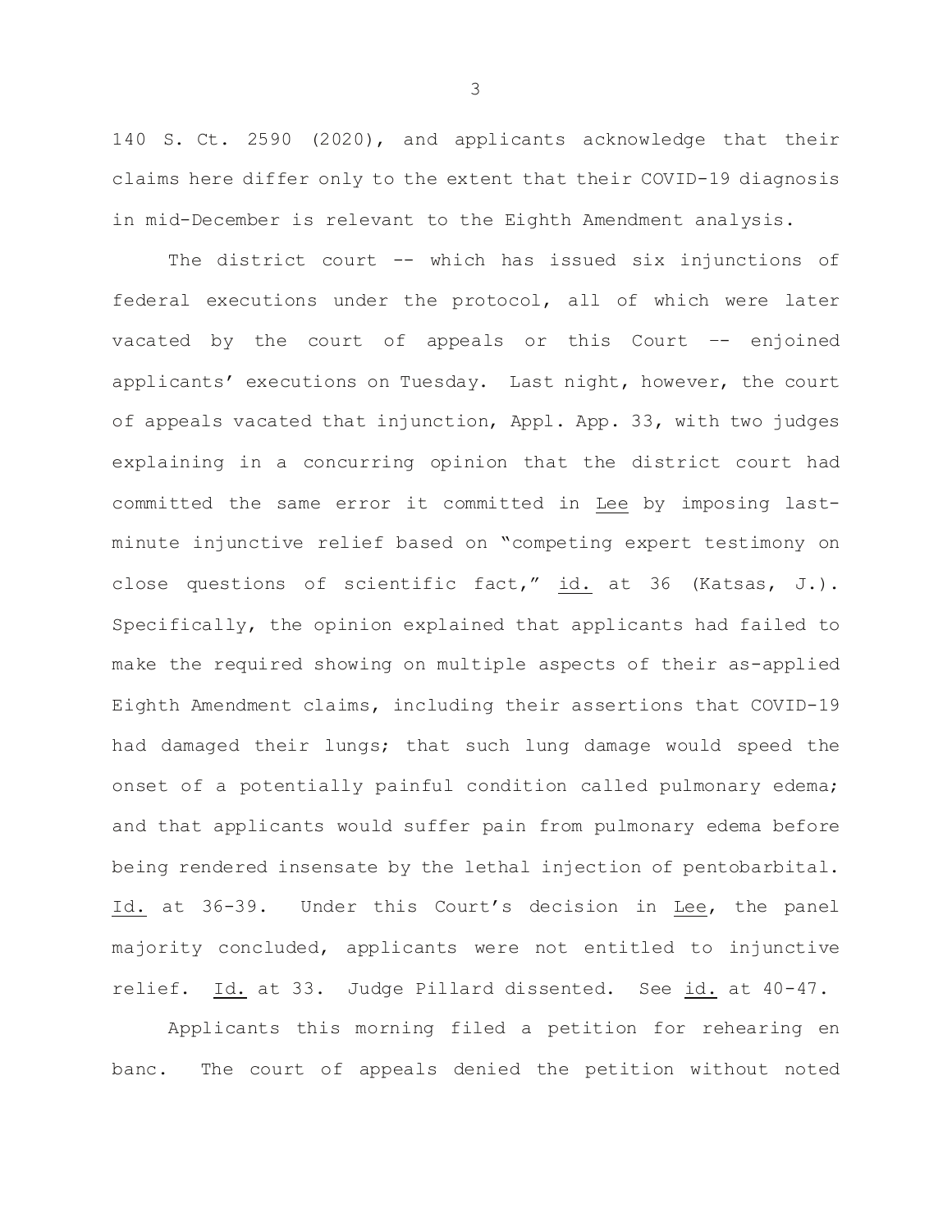140 S. Ct. 2590 (2020), and applicants acknowledge that their claims here differ only to the extent that their COVID-19 diagnosis in mid-December is relevant to the Eighth Amendment analysis.

The district court -- which has issued six injunctions of federal executions under the protocol, all of which were later vacated by the court of appeals or this Court -- enjoined applicants' executions on Tuesday. Last night, however, the court of appeals vacated that injunction, Appl. App. 33, with two judges explaining in a concurring opinion that the district court had committed the same error it committed in Lee by imposing last-minute injunctive relief based on "competing expert testimony on close questions of scientific fact," id. at 36 (Katsas, J.). Specifically, the opinion explained that applicants had failed to make the required showing on multiple aspects of their as-applied Eighth Amendment claims, including their assertions that COVID-19 had damaged their lungs; that such lung damage would speed the onset of a potentially painful condition called pulmonary edema; and that applicants would suffer pain from pulmonary edema before being rendered insensate by the lethal injection of pentobarbital. Id. at 36-39. Under this Court's decision in Lee, the panel majority concluded, applicants were not entitled to injunctive relief. Id. at 33. Judge Pillard dissented. See id. at 40-47.

Applicants this morning filed a petition for rehearing en banc. The court of appeals denied the petition without noted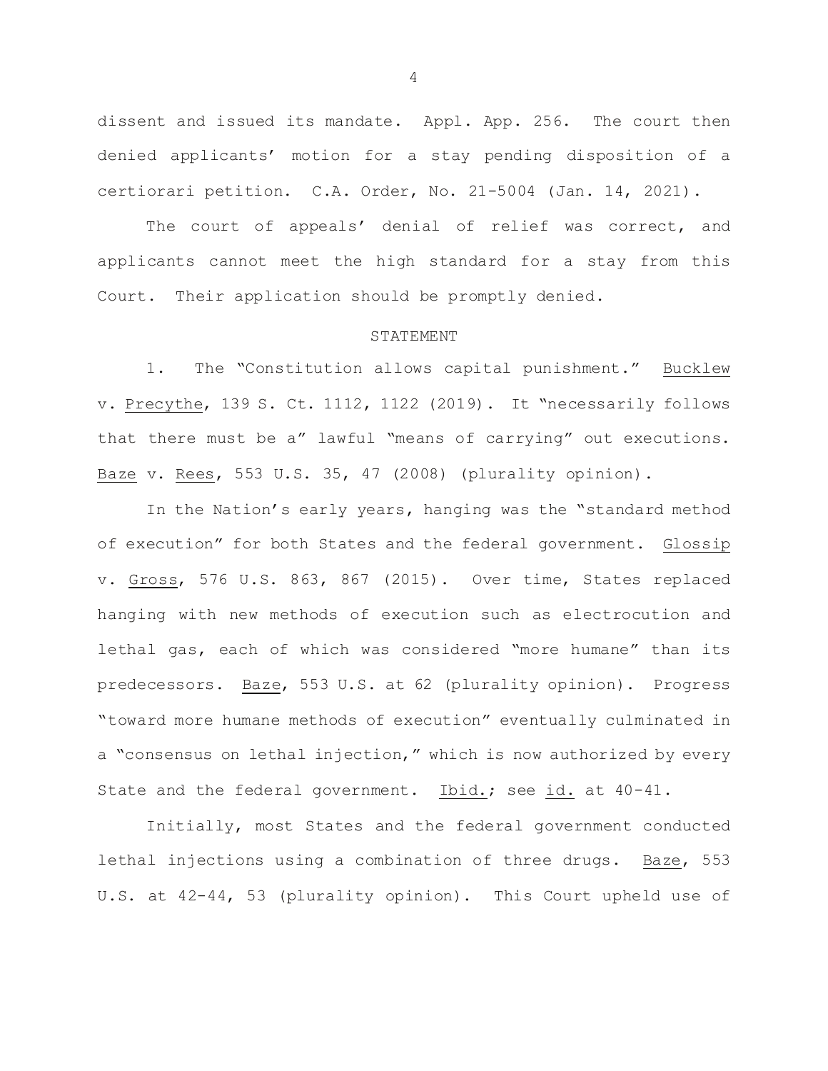dissent and issued its mandate. Appl. App. 256. The court then denied applicants' motion for a stay pending disposition of a certiorari petition. C.A. Order, No. 21-5004 (Jan. 14, 2021).

The court of appeals' denial of relief was correct, and applicants cannot meet the high standard for a stay from this Court. Their application should be promptly denied.

## STATEMENT

1. The "Constitution allows capital punishment." Bucklew v. Precythe, 139 S. Ct. 1112, 1122 (2019). It "necessarily follows that there must be a" lawful "means of carrying" out executions. Baze v. Rees, 553 U.S. 35, 47 (2008) (plurality opinion).

In the Nation's early years, hanging was the "standard method of execution" for both States and the federal government. Glossip v. Gross, 576 U.S. 863, 867 (2015). Over time, States replaced hanging with new methods of execution such as electrocution and lethal gas, each of which was considered "more humane" than its predecessors. Baze, 553 U.S. at 62 (plurality opinion). Progress "toward more humane methods of execution" eventually culminated in a "consensus on lethal injection," which is now authorized by every State and the federal government. Ibid.; see id. at 40-41.

Initially, most States and the federal government conducted lethal injections using a combination of three drugs. Baze, 553 U.S. at 42-44, 53 (plurality opinion). This Court upheld use of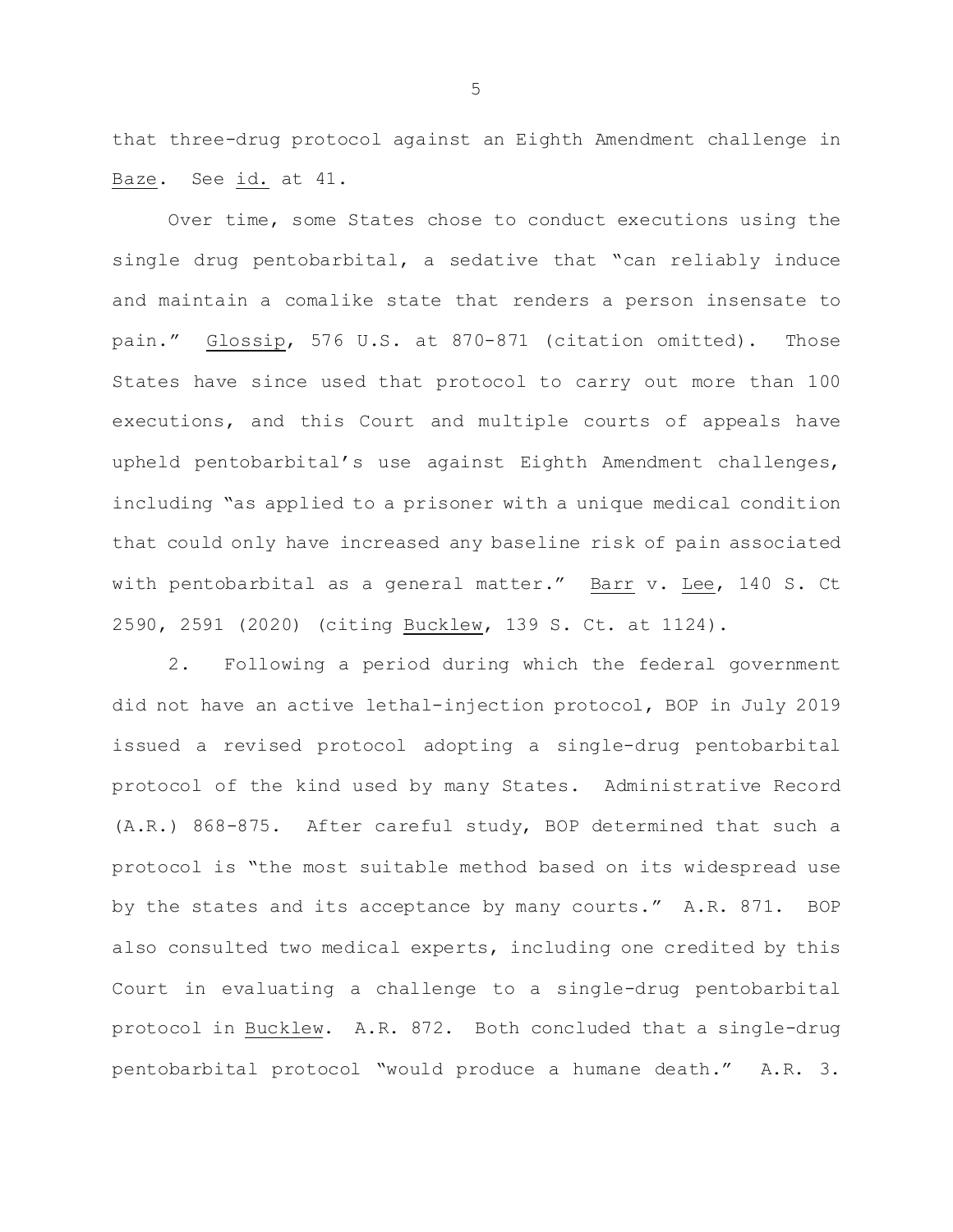that three-drug protocol against an Eighth Amendment challenge in Baze. See id. at 41.

Over time, some States chose to conduct executions using the single drug pentobarbital, a sedative that "can reliably induce and maintain a comalike state that renders a person insensate to pain." Glossip, 576 U.S. at 870-871 (citation omitted). Those States have since used that protocol to carry out more than 100 executions, and this Court and multiple courts of appeals have upheld pentobarbital's use against Eighth Amendment challenges, including "as applied to a prisoner with a unique medical condition that could only have increased any baseline risk of pain associated with pentobarbital as a general matter." Barr v. Lee, 140 S. Ct 2590, 2591 (2020) (citing Bucklew, 139 S. Ct. at 1124).

2. Following a period during which the federal government did not have an active lethal-injection protocol, BOP in July 2019 issued a revised protocol adopting a single-drug pentobarbital protocol of the kind used by many States. Administrative Record (A.R.) 868-875. After careful study, BOP determined that such a protocol is "the most suitable method based on its widespread use by the states and its acceptance by many courts." A.R. 871. BOP also consulted two medical experts, including one credited by this Court in evaluating a challenge to a single-drug pentobarbital protocol in Bucklew. A.R. 872. Both concluded that a single-drug pentobarbital protocol "would produce a humane death." A.R. 3.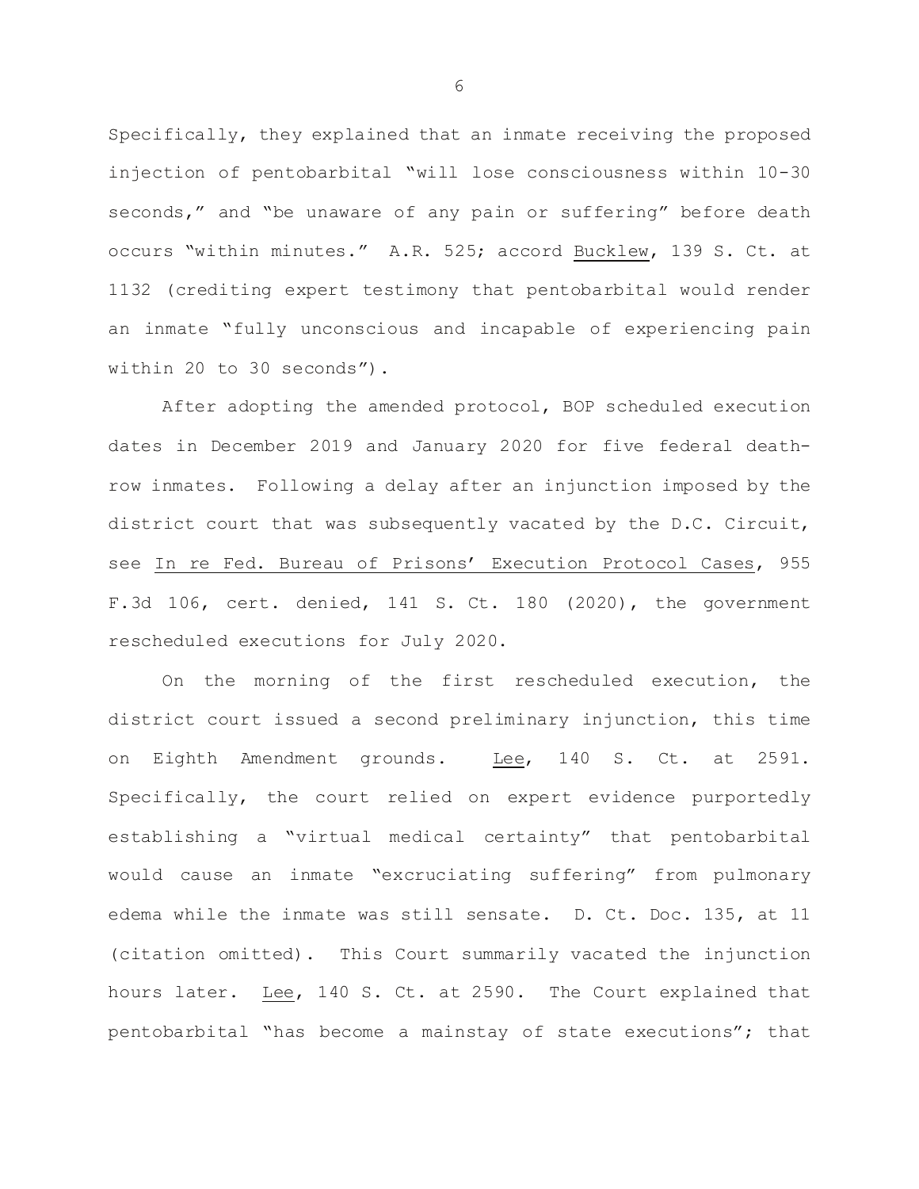Specifically, they explained that an inmate receiving the proposed injection of pentobarbital "will lose consciousness within 10-30 seconds," and "be unaware of any pain or suffering" before death occurs "within minutes." A.R. 525; accord Bucklew, 139 S. Ct. at 1132 (crediting expert testimony that pentobarbital would render an inmate "fully unconscious and incapable of experiencing pain within 20 to 30 seconds").

After adopting the amended protocol, BOP scheduled execution dates in December 2019 and January 2020 for five federal death-row inmates. Following a delay after an injunction imposed by the district court that was subsequently vacated by the D.C. Circuit, see In re Fed. Bureau of Prisons' Execution Protocol Cases, 955 F.3d 106, cert. denied, 141 S. Ct. 180 (2020), the government rescheduled executions for July 2020.

On the morning of the first rescheduled execution, the district court issued a second preliminary injunction, this time on Eighth Amendment grounds. Lee, 140 S. Ct. at 2591. Specifically, the court relied on expert evidence purportedly establishing a "virtual medical certainty" that pentobarbital would cause an inmate "excruciating suffering" from pulmonary edema while the inmate was still sensate. D. Ct. Doc. 135, at 11 (citation omitted). This Court summarily vacated the injunction hours later. Lee, 140 S. Ct. at 2590. The Court explained that pentobarbital "has become a mainstay of state executions"; that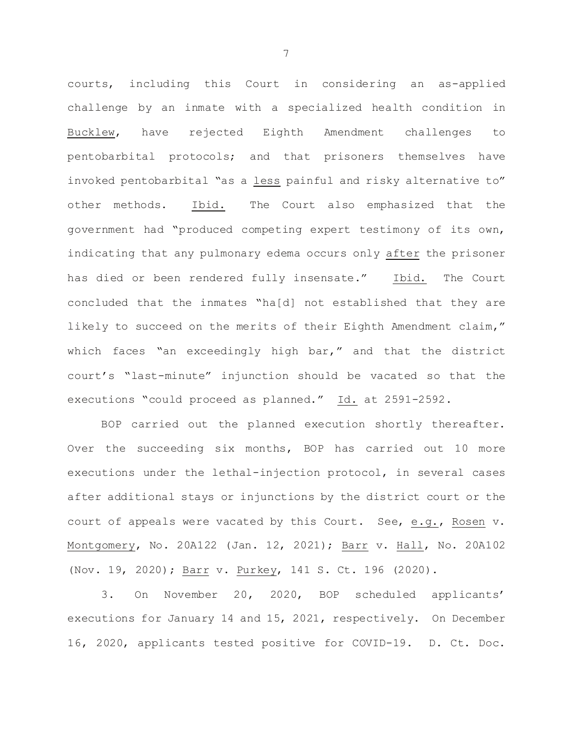courts, including this Court in considering an as-applied challenge by an inmate with a specialized health condition in Bucklew, have rejected Eighth Amendment challenges to pentobarbital protocols; and that prisoners themselves have invoked pentobarbital "as a less painful and risky alternative to" other methods. Ibid. The Court also emphasized that the government had "produced competing expert testimony of its own, indicating that any pulmonary edema occurs only after the prisoner has died or been rendered fully insensate." Ibid. The Court concluded that the inmates "ha[d] not established that they are likely to succeed on the merits of their Eighth Amendment claim," which faces "an exceedingly high bar," and that the district court's "last-minute" injunction should be vacated so that the executions "could proceed as planned." Id. at 2591-2592.

BOP carried out the planned execution shortly thereafter. Over the succeeding six months, BOP has carried out 10 more executions under the lethal-injection protocol, in several cases after additional stays or injunctions by the district court or the court of appeals were vacated by this Court. See, e.g., Rosen v. Montgomery, No. 20A122 (Jan. 12, 2021); Barr v. Hall, No. 20A102 (Nov. 19, 2020); Barr v. Purkey, 141 S. Ct. 196 (2020).

3. On November 20, 2020, BOP scheduled applicants' executions for January 14 and 15, 2021, respectively. On December 16, 2020, applicants tested positive for COVID-19. D. Ct. Doc.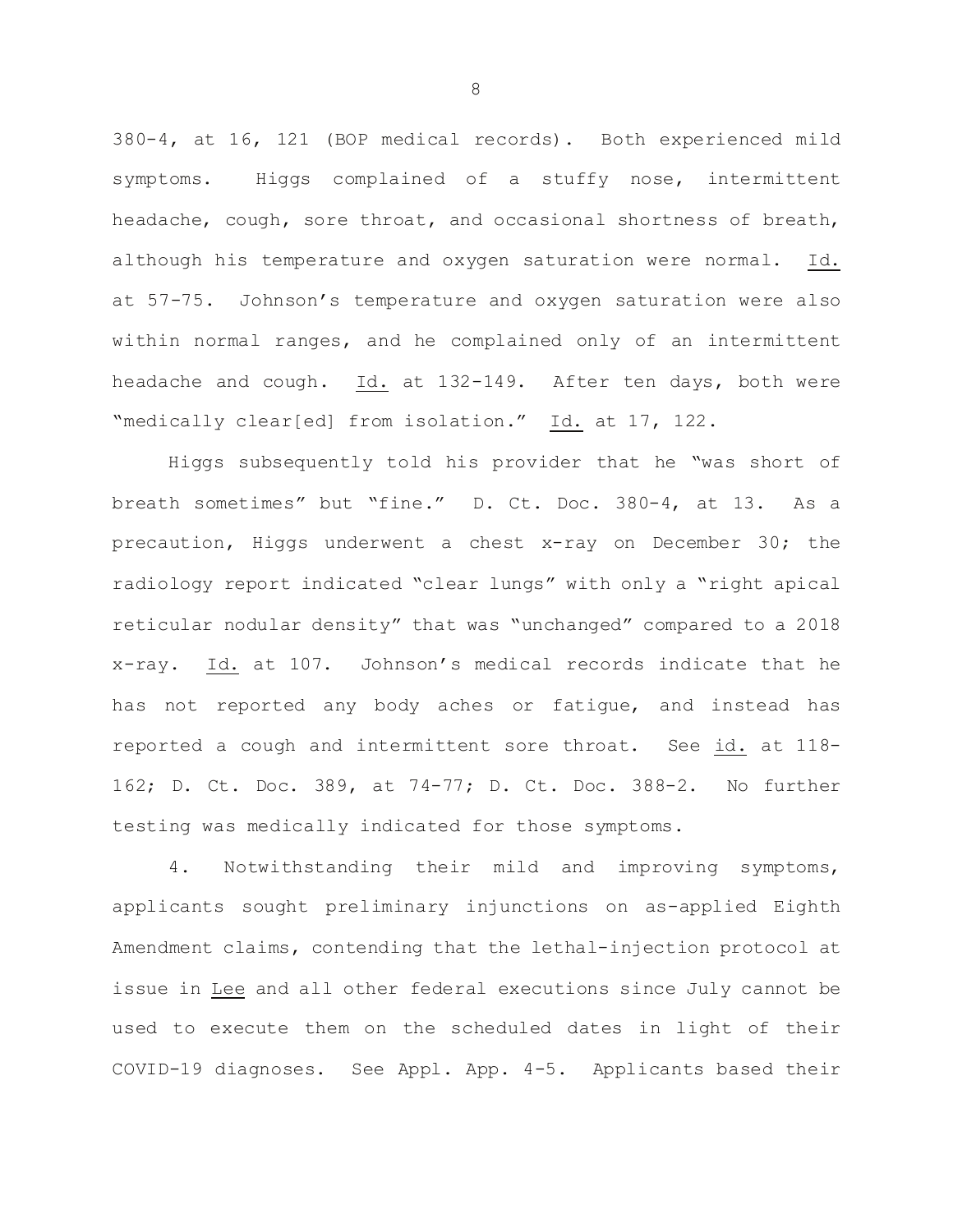380-4, at 16, 121 (BOP medical records). Both experienced mild symptoms. Higgs complained of a stuffy nose, intermittent headache, cough, sore throat, and occasional shortness of breath, although his temperature and oxygen saturation were normal. Id. at 57-75. Johnson's temperature and oxygen saturation were also within normal ranges, and he complained only of an intermittent headache and cough. Id. at 132-149. After ten days, both were "medically clear[ed] from isolation." Id. at 17, 122.

Higgs subsequently told his provider that he "was short of breath sometimes" but "fine." D. Ct. Doc. 380-4, at 13. As a precaution, Higgs underwent a chest x-ray on December 30; the radiology report indicated "clear lungs" with only a "right apical reticular nodular density" that was "unchanged" compared to a 2018 x-ray. Id. at 107. Johnson's medical records indicate that he has not reported any body aches or fatigue, and instead has reported a cough and intermittent sore throat. See id. at 118-162; D. Ct. Doc. 389, at 74-77; D. Ct. Doc. 388-2. No further testing was medically indicated for those symptoms.

4. Notwithstanding their mild and improving symptoms, applicants sought preliminary injunctions on as-applied Eighth Amendment claims, contending that the lethal-injection protocol at issue in Lee and all other federal executions since July cannot be used to execute them on the scheduled dates in light of their COVID-19 diagnoses. See Appl. App. 4-5. Applicants based their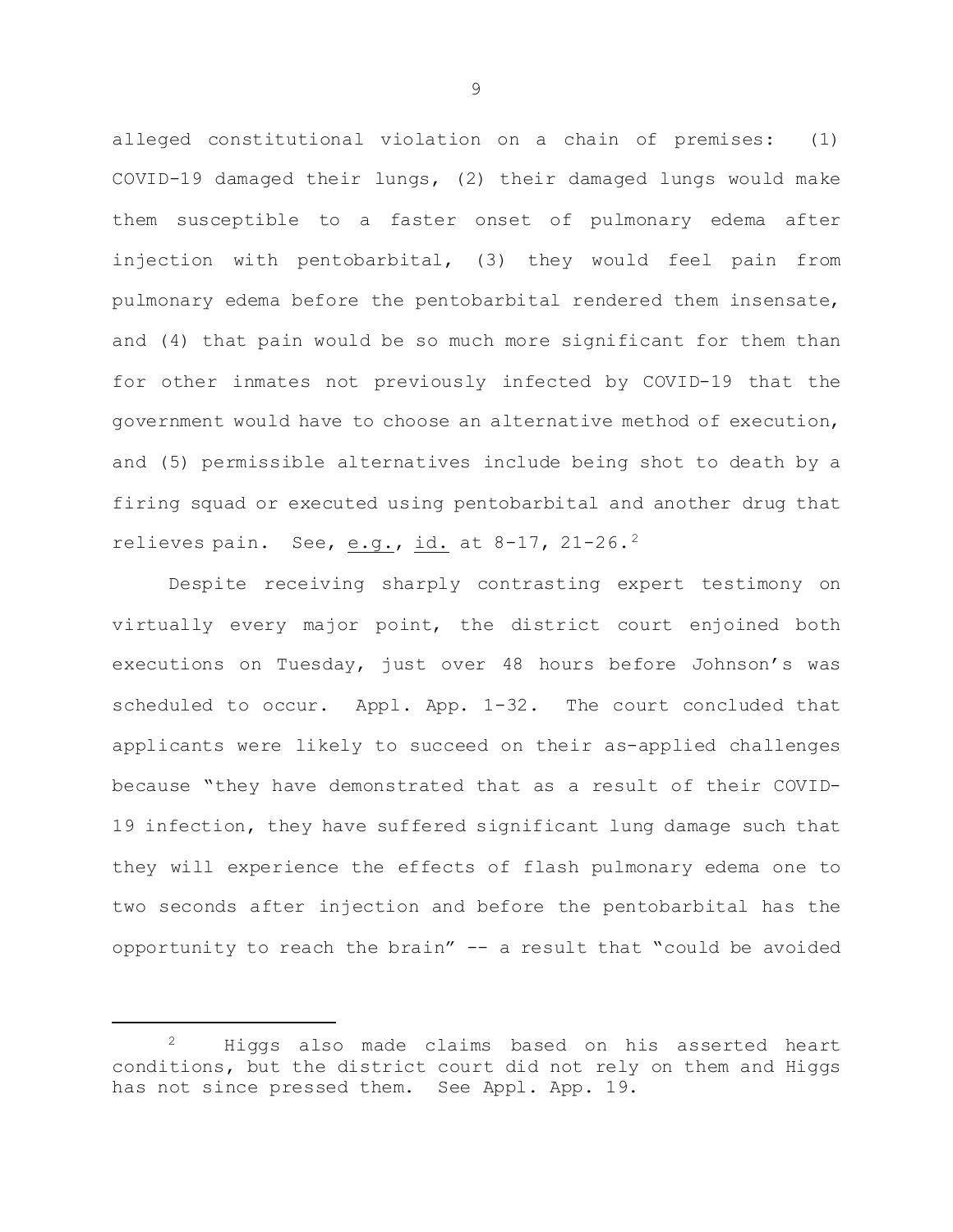alleged constitutional violation on a chain of premises: (1) COVID-19 damaged their lungs, (2) their damaged lungs would make them susceptible to a faster onset of pulmonary edema after injection with pentobarbital, (3) they would feel pain from pulmonary edema before the pentobarbital rendered them insensate, and (4) that pain would be so much more significant for them than for other inmates not previously infected by COVID-19 that the government would have to choose an alternative method of execution, and (5) permissible alternatives include being shot to death by a firing squad or executed using pentobarbital and another drug that relieves pain. See, e.g., id. at 8-17, 21-26.[2]

Despite receiving sharply contrasting expert testimony on virtually every major point, the district court enjoined both executions on Tuesday, just over 48 hours before Johnson's was scheduled to occur. Appl. App. 1-32. The court concluded that applicants were likely to succeed on their as-applied challenges because "they have demonstrated that as a result of their COVID-19 infection, they have suffered significant lung damage such that they will experience the effects of flash pulmonary edema one to two seconds after injection and before the pentobarbital has the opportunity to reach the brain" -- a result that "could be avoided

[2] Higgs also made claims based on his asserted heart conditions, but the district court did not rely on them and Higgs has not since pressed them. See Appl. App. 19.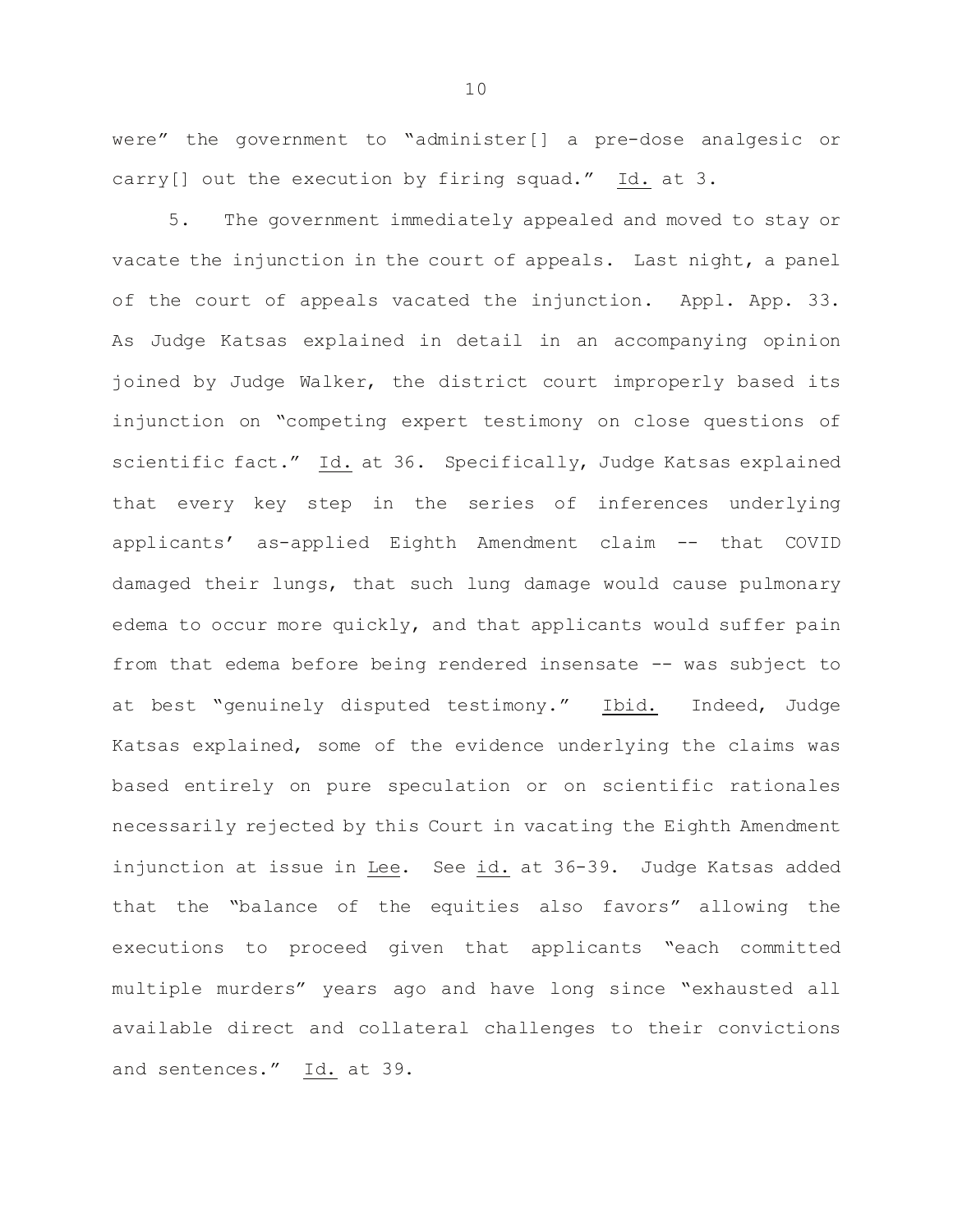were" the government to "administer[] a pre-dose analgesic or carry[] out the execution by firing squad." Id. at 3.

5. The government immediately appealed and moved to stay or vacate the injunction in the court of appeals. Last night, a panel of the court of appeals vacated the injunction. Appl. App. 33. As Judge Katsas explained in detail in an accompanying opinion joined by Judge Walker, the district court improperly based its injunction on "competing expert testimony on close questions of scientific fact." Id. at 36. Specifically, Judge Katsas explained that every key step in the series of inferences underlying applicants' as-applied Eighth Amendment claim -- that COVID damaged their lungs, that such lung damage would cause pulmonary edema to occur more quickly, and that applicants would suffer pain from that edema before being rendered insensate -- was subject to at best "genuinely disputed testimony." Ibid. Indeed, Judge Katsas explained, some of the evidence underlying the claims was based entirely on pure speculation or on scientific rationales necessarily rejected by this Court in vacating the Eighth Amendment injunction at issue in Lee. See id. at 36-39. Judge Katsas added that the "balance of the equities also favors" allowing the executions to proceed given that applicants "each committed multiple murders" years ago and have long since "exhausted all available direct and collateral challenges to their convictions and sentences." Id. at 39.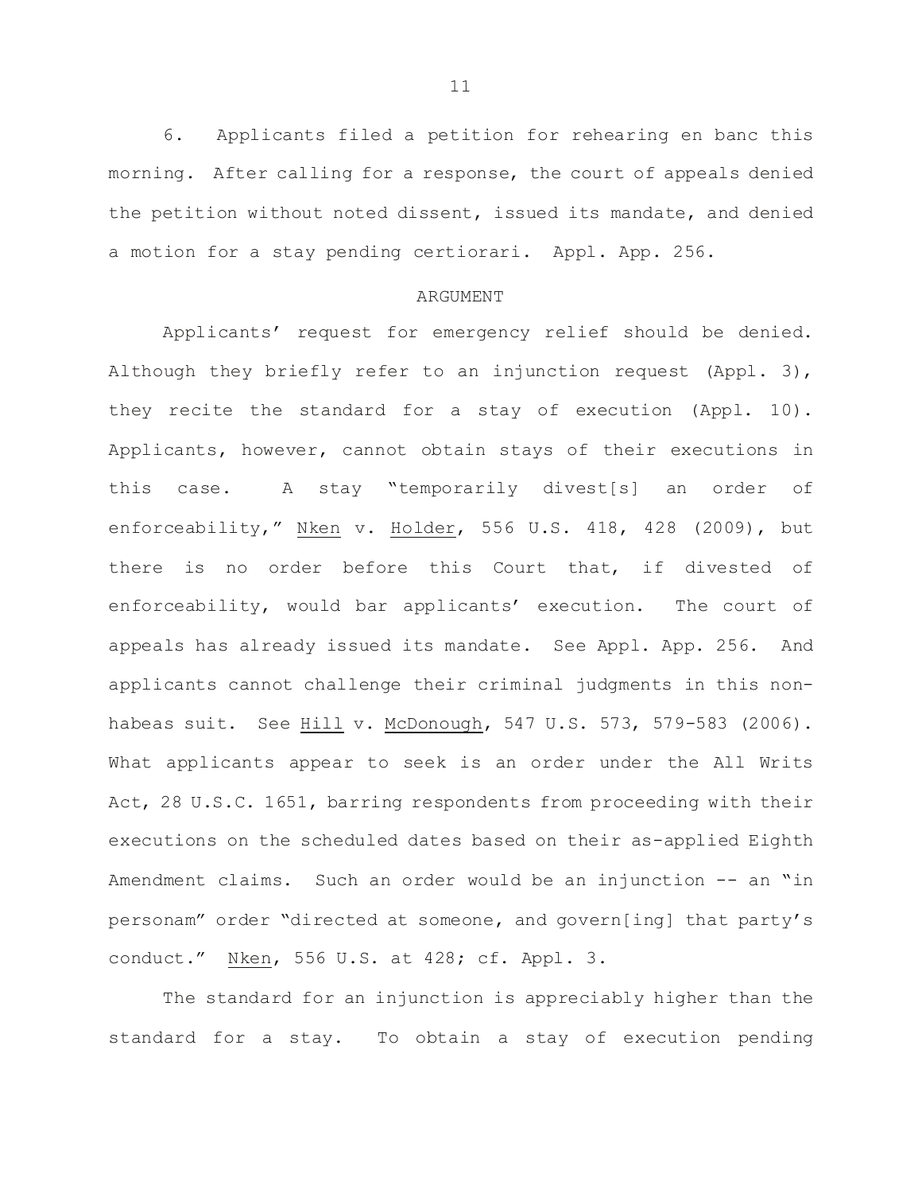6. Applicants filed a petition for rehearing en banc this morning. After calling for a response, the court of appeals denied the petition without noted dissent, issued its mandate, and denied a motion for a stay pending certiorari. Appl. App. 256.

## ARGUMENT

Applicants' request for emergency relief should be denied. Although they briefly refer to an injunction request (Appl. 3), they recite the standard for a stay of execution (Appl. 10). Applicants, however, cannot obtain stays of their executions in this case. A stay "temporarily divest[s] an order of enforceability," Nken v. Holder, 556 U.S. 418, 428 (2009), but there is no order before this Court that, if divested of enforceability, would bar applicants' execution. The court of appeals has already issued its mandate. See Appl. App. 256. And applicants cannot challenge their criminal judgments in this non-habeas suit. See Hill v. McDonough, 547 U.S. 573, 579-583 (2006). What applicants appear to seek is an order under the All Writs Act, 28 U.S.C. 1651, barring respondents from proceeding with their executions on the scheduled dates based on their as-applied Eighth Amendment claims. Such an order would be an injunction -- an "in personam" order "directed at someone, and govern[ing] that party's conduct." Nken, 556 U.S. at 428; cf. Appl. 3.

The standard for an injunction is appreciably higher than the standard for a stay. To obtain a stay of execution pending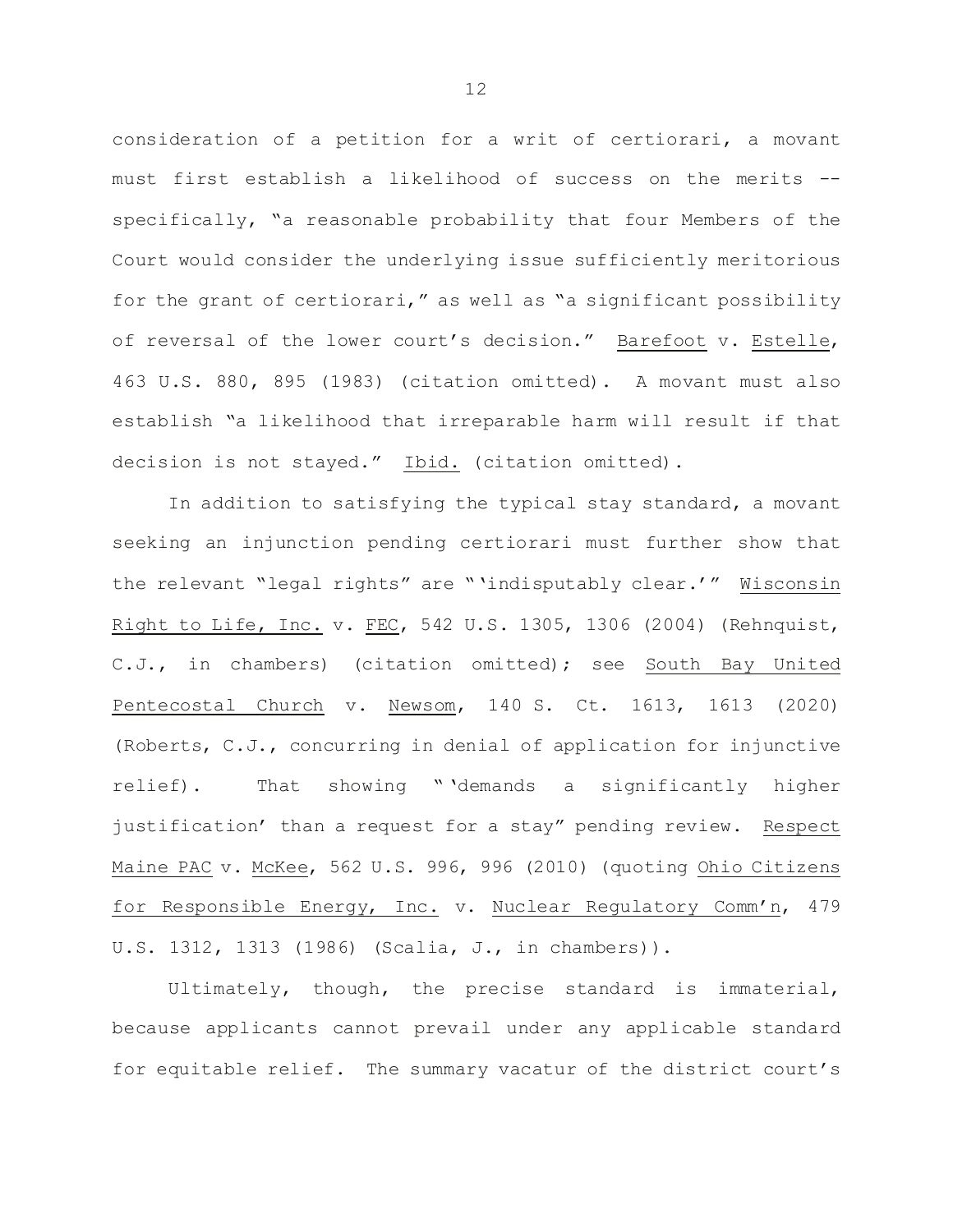consideration of a petition for a writ of certiorari, a movant must first establish a likelihood of success on the merits -- specifically, "a reasonable probability that four Members of the Court would consider the underlying issue sufficiently meritorious for the grant of certiorari," as well as "a significant possibility of reversal of the lower court's decision." Barefoot v. Estelle, 463 U.S. 880, 895 (1983) (citation omitted). A movant must also establish "a likelihood that irreparable harm will result if that decision is not stayed." Ibid. (citation omitted).

In addition to satisfying the typical stay standard, a movant seeking an injunction pending certiorari must further show that the relevant "legal rights" are "'indisputably clear.'" Wisconsin Right to Life, Inc. v. FEC, 542 U.S. 1305, 1306 (2004) (Rehnquist, C.J., in chambers) (citation omitted); see South Bay United Pentecostal Church v. Newsom, 140 S. Ct. 1613, 1613 (2020) (Roberts, C.J., concurring in denial of application for injunctive relief). That showing "'demands a significantly higher justification' than a request for a stay" pending review. Respect Maine PAC v. McKee, 562 U.S. 996, 996 (2010) (quoting Ohio Citizens for Responsible Energy, Inc. v. Nuclear Regulatory Comm'n, 479 U.S. 1312, 1313 (1986) (Scalia, J., in chambers)).

Ultimately, though, the precise standard is immaterial, because applicants cannot prevail under any applicable standard for equitable relief. The summary vacatur of the district court's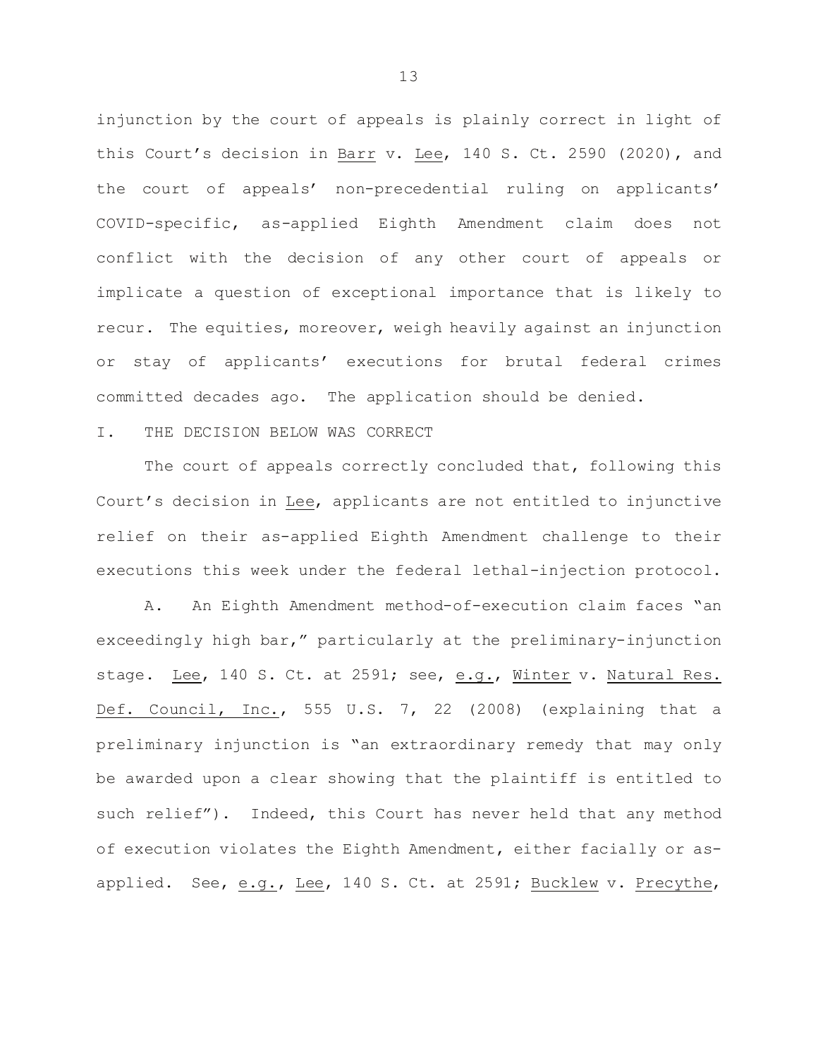injunction by the court of appeals is plainly correct in light of this Court's decision in Barr v. Lee, 140 S. Ct. 2590 (2020), and the court of appeals' non-precedential ruling on applicants' COVID-specific, as-applied Eighth Amendment claim does not conflict with the decision of any other court of appeals or implicate a question of exceptional importance that is likely to recur. The equities, moreover, weigh heavily against an injunction or stay of applicants' executions for brutal federal crimes committed decades ago. The application should be denied.

## I. THE DECISION BELOW WAS CORRECT

The court of appeals correctly concluded that, following this Court's decision in Lee, applicants are not entitled to injunctive relief on their as-applied Eighth Amendment challenge to their executions this week under the federal lethal-injection protocol.

A. An Eighth Amendment method-of-execution claim faces "an exceedingly high bar," particularly at the preliminary-injunction stage. Lee, 140 S. Ct. at 2591; see, e.g., Winter v. Natural Res. Def. Council, Inc., 555 U.S. 7, 22 (2008) (explaining that a preliminary injunction is "an extraordinary remedy that may only be awarded upon a clear showing that the plaintiff is entitled to such relief"). Indeed, this Court has never held that any method of execution violates the Eighth Amendment, either facially or as-applied. See, e.g., Lee, 140 S. Ct. at 2591; Bucklew v. Precythe,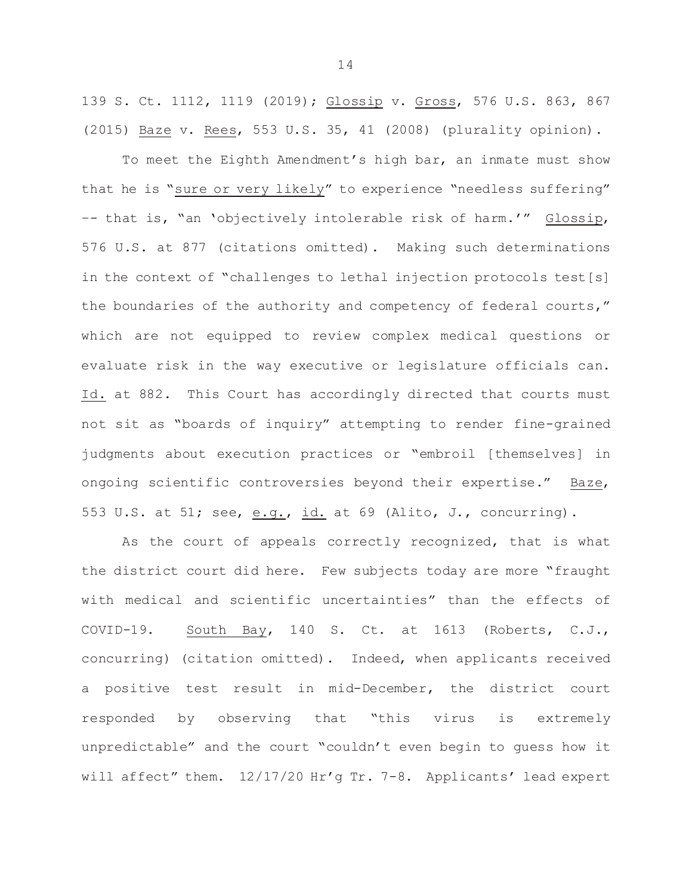139 S. Ct. 1112, 1119 (2019); Glossip v. Gross, 576 U.S. 863, 867 (2015) Baze v. Rees, 553 U.S. 35, 41 (2008) (plurality opinion).

To meet the Eighth Amendment's high bar, an inmate must show that he is "sure or very likely" to experience "needless suffering" -- that is, "an 'objectively intolerable risk of harm.'" Glossip, 576 U.S. at 877 (citations omitted). Making such determinations in the context of "challenges to lethal injection protocols test[s] the boundaries of the authority and competency of federal courts," which are not equipped to review complex medical questions or evaluate risk in the way executive or legislature officials can. Id. at 882. This Court has accordingly directed that courts must not sit as "boards of inquiry" attempting to render fine-grained judgments about execution practices or "embroil [themselves] in ongoing scientific controversies beyond their expertise." Baze, 553 U.S. at 51; see, e.g., id. at 69 (Alito, J., concurring).

As the court of appeals correctly recognized, that is what the district court did here. Few subjects today are more "fraught with medical and scientific uncertainties" than the effects of COVID-19. South Bay, 140 S. Ct. at 1613 (Roberts, C.J., concurring) (citation omitted). Indeed, when applicants received a positive test result in mid-December, the district court responded by observing that "this virus is extremely unpredictable" and the court "couldn't even begin to guess how it will affect" them. 12/17/20 Hr'g Tr. 7-8. Applicants' lead expert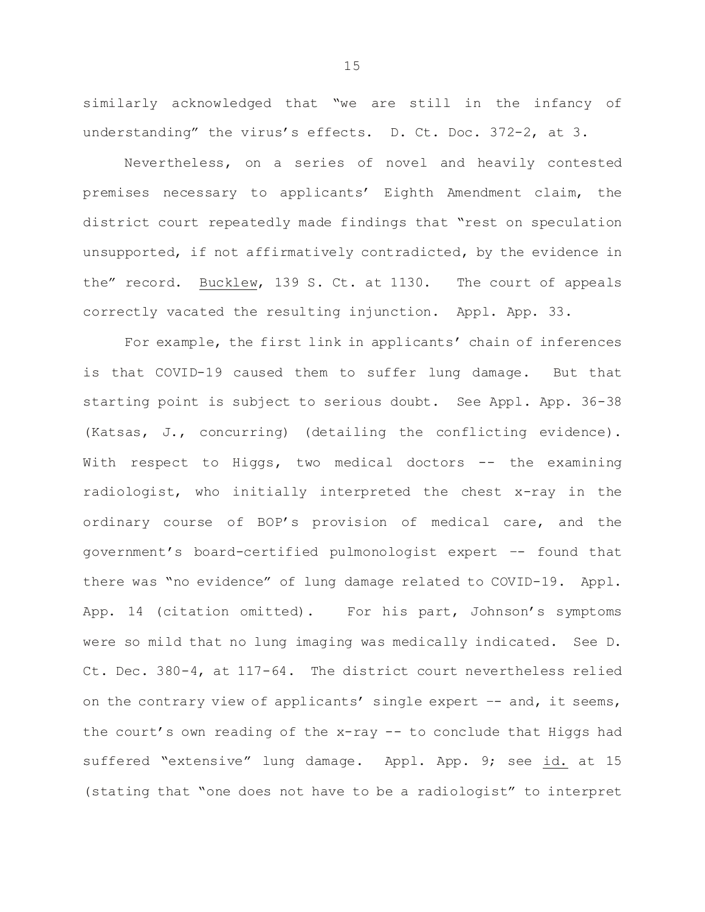similarly acknowledged that "we are still in the infancy of understanding" the virus's effects. D. Ct. Doc. 372-2, at 3.

Nevertheless, on a series of novel and heavily contested premises necessary to applicants' Eighth Amendment claim, the district court repeatedly made findings that "rest on speculation unsupported, if not affirmatively contradicted, by the evidence in the" record. Bucklew, 139 S. Ct. at 1130. The court of appeals correctly vacated the resulting injunction. Appl. App. 33.

For example, the first link in applicants' chain of inferences is that COVID-19 caused them to suffer lung damage. But that starting point is subject to serious doubt. See Appl. App. 36-38 (Katsas, J., concurring) (detailing the conflicting evidence). With respect to Higgs, two medical doctors -- the examining radiologist, who initially interpreted the chest x-ray in the ordinary course of BOP's provision of medical care, and the government's board-certified pulmonologist expert -- found that there was "no evidence" of lung damage related to COVID-19. Appl. App. 14 (citation omitted). For his part, Johnson's symptoms were so mild that no lung imaging was medically indicated. See D. Ct. Dec. 380-4, at 117-64. The district court nevertheless relied on the contrary view of applicants' single expert -- and, it seems, the court's own reading of the x-ray -- to conclude that Higgs had suffered "extensive" lung damage. Appl. App. 9; see id. at 15 (stating that "one does not have to be a radiologist" to interpret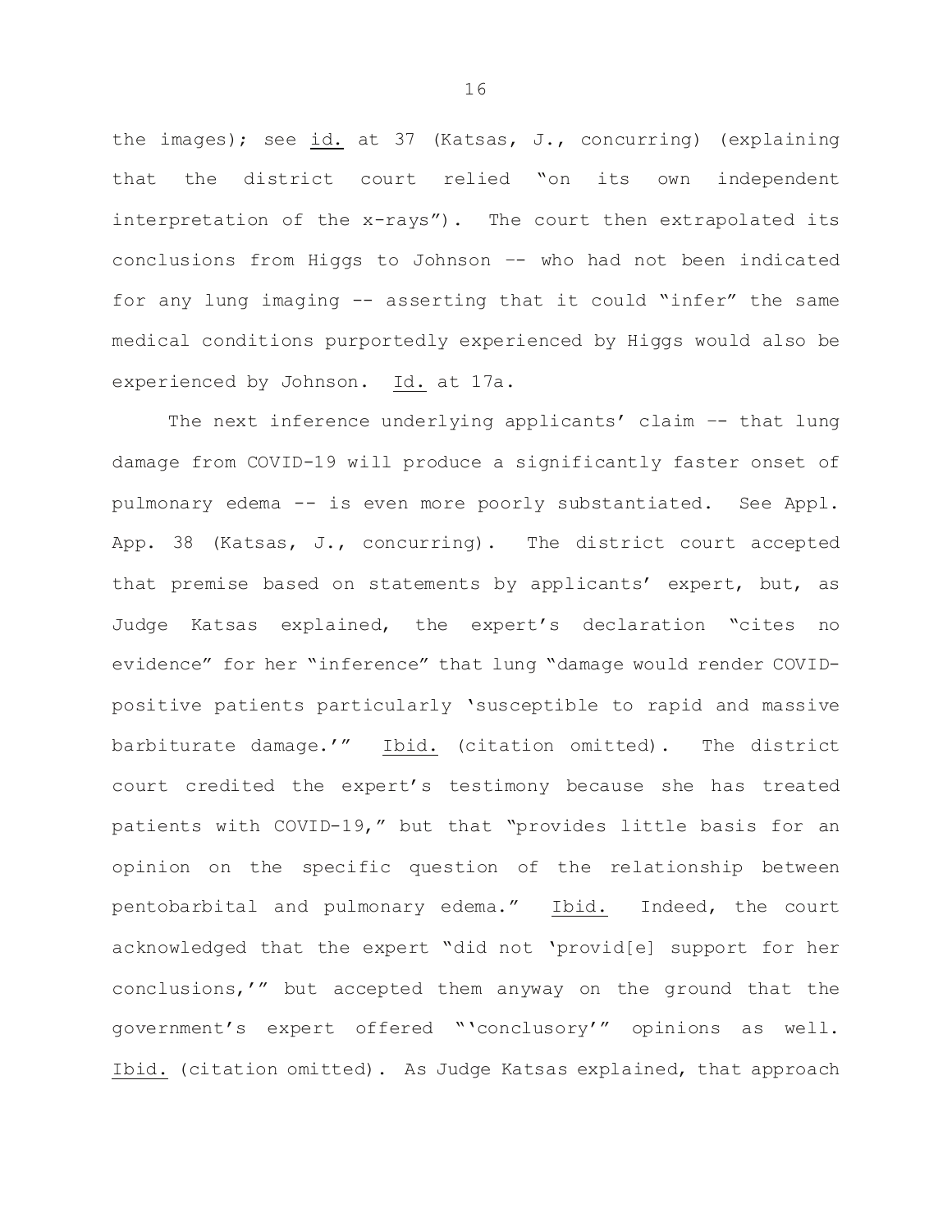the images); see id. at 37 (Katsas, J., concurring) (explaining that the district court relied "on its own independent interpretation of the x-rays"). The court then extrapolated its conclusions from Higgs to Johnson -- who had not been indicated for any lung imaging -- asserting that it could "infer" the same medical conditions purportedly experienced by Higgs would also be experienced by Johnson. Id. at 17a.

The next inference underlying applicants' claim -- that lung damage from COVID-19 will produce a significantly faster onset of pulmonary edema -- is even more poorly substantiated. See Appl. App. 38 (Katsas, J., concurring). The district court accepted that premise based on statements by applicants' expert, but, as Judge Katsas explained, the expert's declaration "cites no evidence" for her "inference" that lung "damage would render COVID-positive patients particularly 'susceptible to rapid and massive barbiturate damage.'" Ibid. (citation omitted). The district court credited the expert's testimony because she has treated patients with COVID-19," but that "provides little basis for an opinion on the specific question of the relationship between pentobarbital and pulmonary edema." Ibid. Indeed, the court acknowledged that the expert "did not 'provid[e] support for her conclusions,'" but accepted them anyway on the ground that the government's expert offered "'conclusory'" opinions as well. Ibid. (citation omitted). As Judge Katsas explained, that approach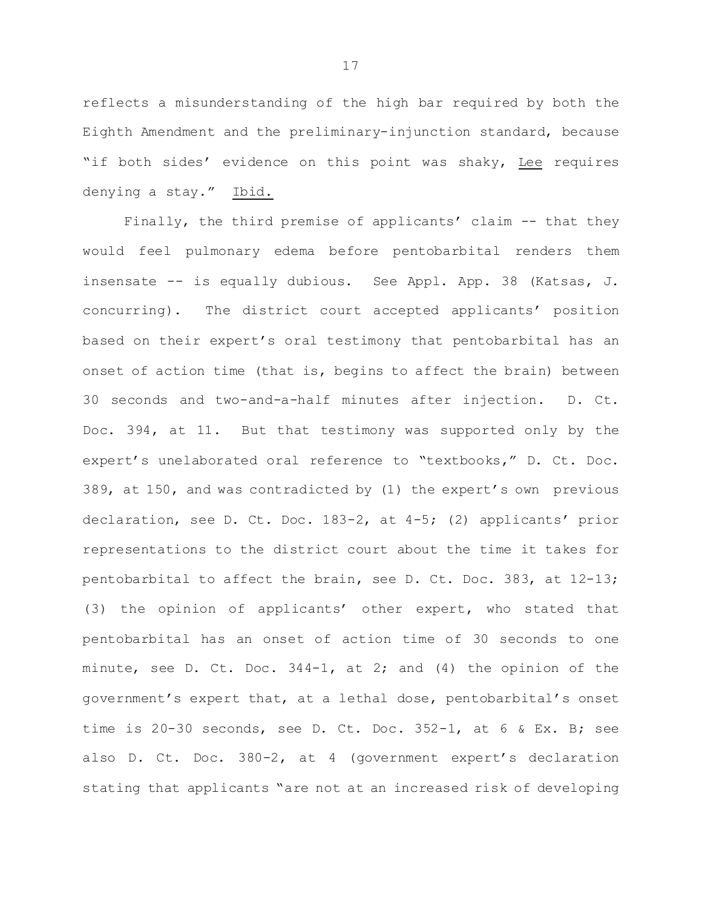reflects a misunderstanding of the high bar required by both the Eighth Amendment and the preliminary-injunction standard, because "if both sides' evidence on this point was shaky, Lee requires denying a stay." Ibid.

Finally, the third premise of applicants' claim -- that they would feel pulmonary edema before pentobarbital renders them insensate -- is equally dubious. See Appl. App. 38 (Katsas, J. concurring). The district court accepted applicants' position based on their expert's oral testimony that pentobarbital has an onset of action time (that is, begins to affect the brain) between 30 seconds and two-and-a-half minutes after injection. D. Ct. Doc. 394, at 11. But that testimony was supported only by the expert's unelaborated oral reference to "textbooks," D. Ct. Doc. 389, at 150, and was contradicted by (1) the expert's own previous declaration, see D. Ct. Doc. 183-2, at 4-5; (2) applicants' prior representations to the district court about the time it takes for pentobarbital to affect the brain, see D. Ct. Doc. 383, at 12-13; (3) the opinion of applicants' other expert, who stated that pentobarbital has an onset of action time of 30 seconds to one minute, see D. Ct. Doc. 344-1, at 2; and (4) the opinion of the government's expert that, at a lethal dose, pentobarbital's onset time is 20-30 seconds, see D. Ct. Doc. 352-1, at 6 & Ex. B; see also D. Ct. Doc. 380-2, at 4 (government expert's declaration stating that applicants "are not at an increased risk of developing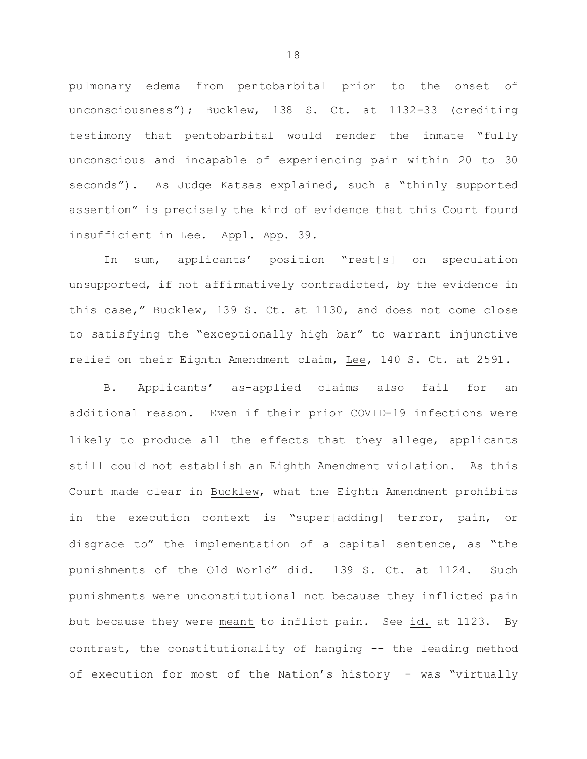pulmonary edema from pentobarbital prior to the onset of unconsciousness"); Bucklew, 138 S. Ct. at 1132-33 (crediting testimony that pentobarbital would render the inmate "fully unconscious and incapable of experiencing pain within 20 to 30 seconds"). As Judge Katsas explained, such a "thinly supported assertion" is precisely the kind of evidence that this Court found insufficient in Lee. Appl. App. 39.

In sum, applicants' position "rest[s] on speculation unsupported, if not affirmatively contradicted, by the evidence in this case," Bucklew, 139 S. Ct. at 1130, and does not come close to satisfying the "exceptionally high bar" to warrant injunctive relief on their Eighth Amendment claim, Lee, 140 S. Ct. at 2591.

B. Applicants' as-applied claims also fail for an additional reason. Even if their prior COVID-19 infections were likely to produce all the effects that they allege, applicants still could not establish an Eighth Amendment violation. As this Court made clear in Bucklew, what the Eighth Amendment prohibits in the execution context is "super[adding] terror, pain, or disgrace to" the implementation of a capital sentence, as "the punishments of the Old World" did. 139 S. Ct. at 1124. Such punishments were unconstitutional not because they inflicted pain but because they were meant to inflict pain. See id. at 1123. By contrast, the constitutionality of hanging -- the leading method of execution for most of the Nation's history -- was "virtually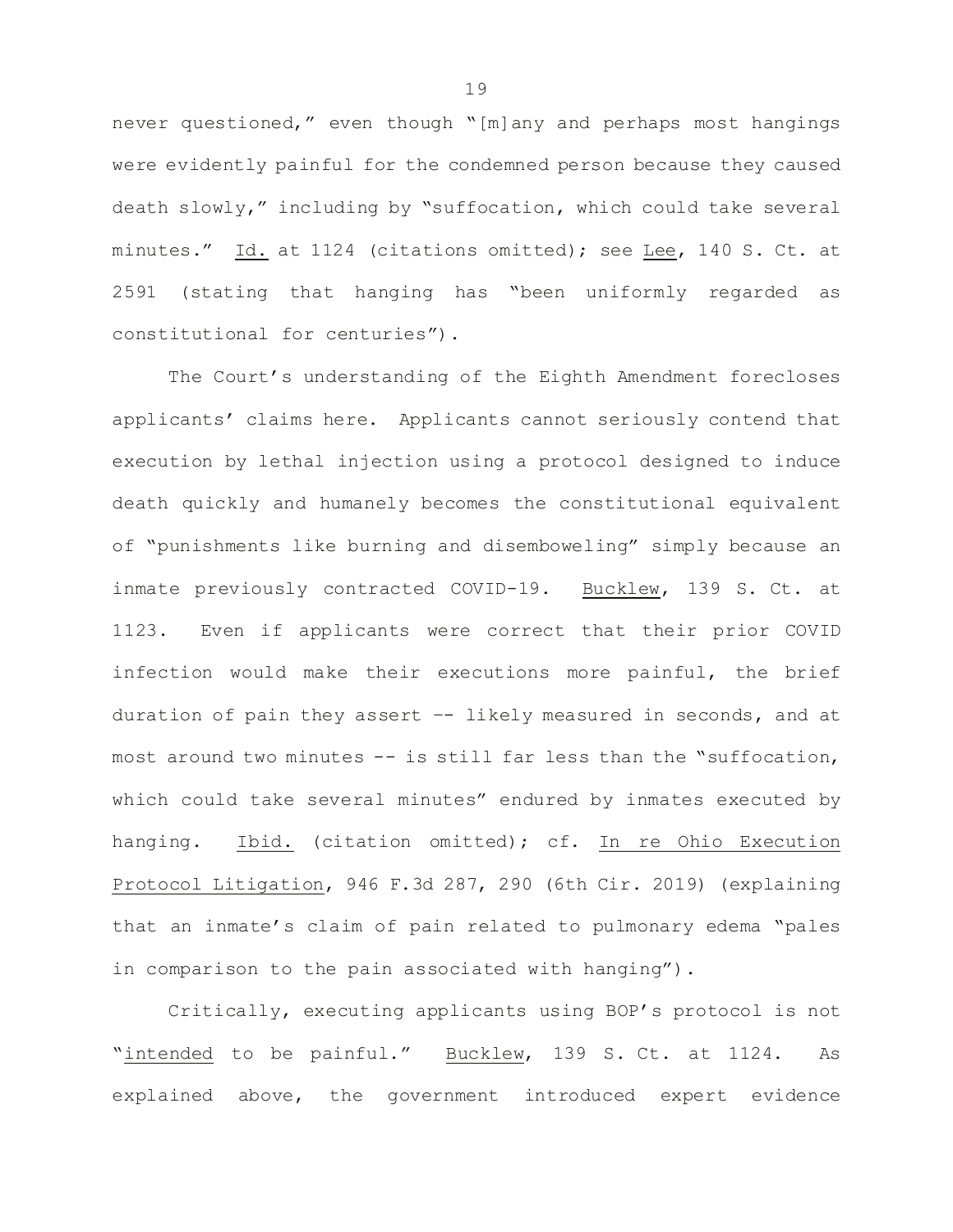never questioned," even though "[m]any and perhaps most hangings were evidently painful for the condemned person because they caused death slowly," including by "suffocation, which could take several minutes." Id. at 1124 (citations omitted); see Lee, 140 S. Ct. at 2591 (stating that hanging has "been uniformly regarded as constitutional for centuries").

The Court's understanding of the Eighth Amendment forecloses applicants' claims here. Applicants cannot seriously contend that execution by lethal injection using a protocol designed to induce death quickly and humanely becomes the constitutional equivalent of "punishments like burning and disemboweling" simply because an inmate previously contracted COVID-19. Bucklew, 139 S. Ct. at 1123. Even if applicants were correct that their prior COVID infection would make their executions more painful, the brief duration of pain they assert -- likely measured in seconds, and at most around two minutes -- is still far less than the "suffocation, which could take several minutes" endured by inmates executed by hanging. Ibid. (citation omitted); cf. In re Ohio Execution Protocol Litigation, 946 F.3d 287, 290 (6th Cir. 2019) (explaining that an inmate's claim of pain related to pulmonary edema "pales in comparison to the pain associated with hanging").

Critically, executing applicants using BOP's protocol is not "*intended* to be painful." Bucklew, 139 S. Ct. at 1124. As explained above, the government introduced expert evidence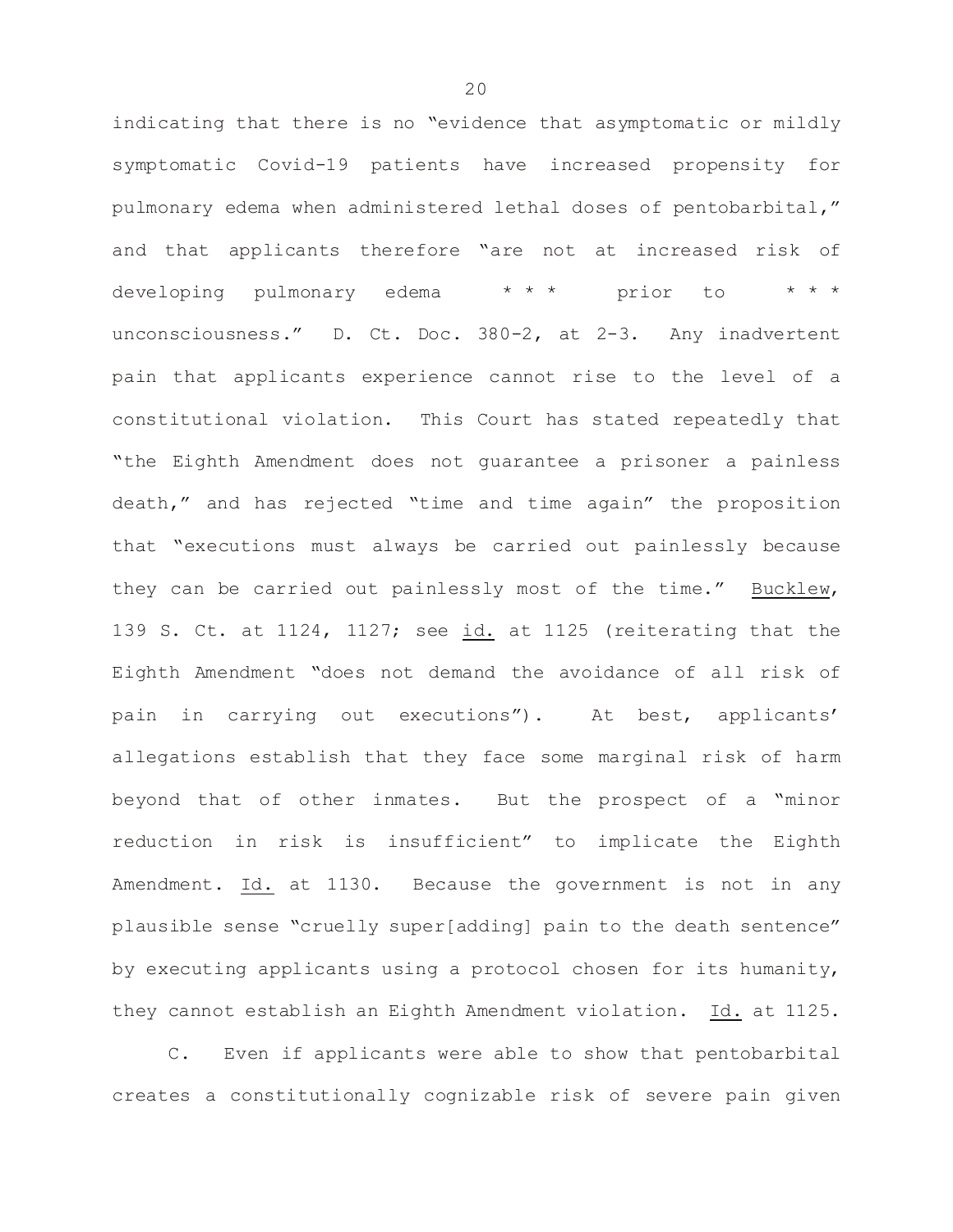indicating that there is no "evidence that asymptomatic or mildly symptomatic Covid-19 patients have increased propensity for pulmonary edema when administered lethal doses of pentobarbital," and that applicants therefore "are not at increased risk of developing pulmonary edema * * * prior to * * * unconsciousness." D. Ct. Doc. 380-2, at 2-3. Any inadvertent pain that applicants experience cannot rise to the level of a constitutional violation. This Court has stated repeatedly that "the Eighth Amendment does not guarantee a prisoner a painless death," and has rejected "time and time again" the proposition that "executions must always be carried out painlessly because they can be carried out painlessly most of the time." Bucklew, 139 S. Ct. at 1124, 1127; see id. at 1125 (reiterating that the Eighth Amendment "does not demand the avoidance of all risk of pain in carrying out executions"). At best, applicants' allegations establish that they face some marginal risk of harm beyond that of other inmates. But the prospect of a "minor reduction in risk is insufficient" to implicate the Eighth Amendment. Id. at 1130. Because the government is not in any plausible sense "cruelly super[adding] pain to the death sentence" by executing applicants using a protocol chosen for its humanity, they cannot establish an Eighth Amendment violation. Id. at 1125.

C. Even if applicants were able to show that pentobarbital creates a constitutionally cognizable risk of severe pain given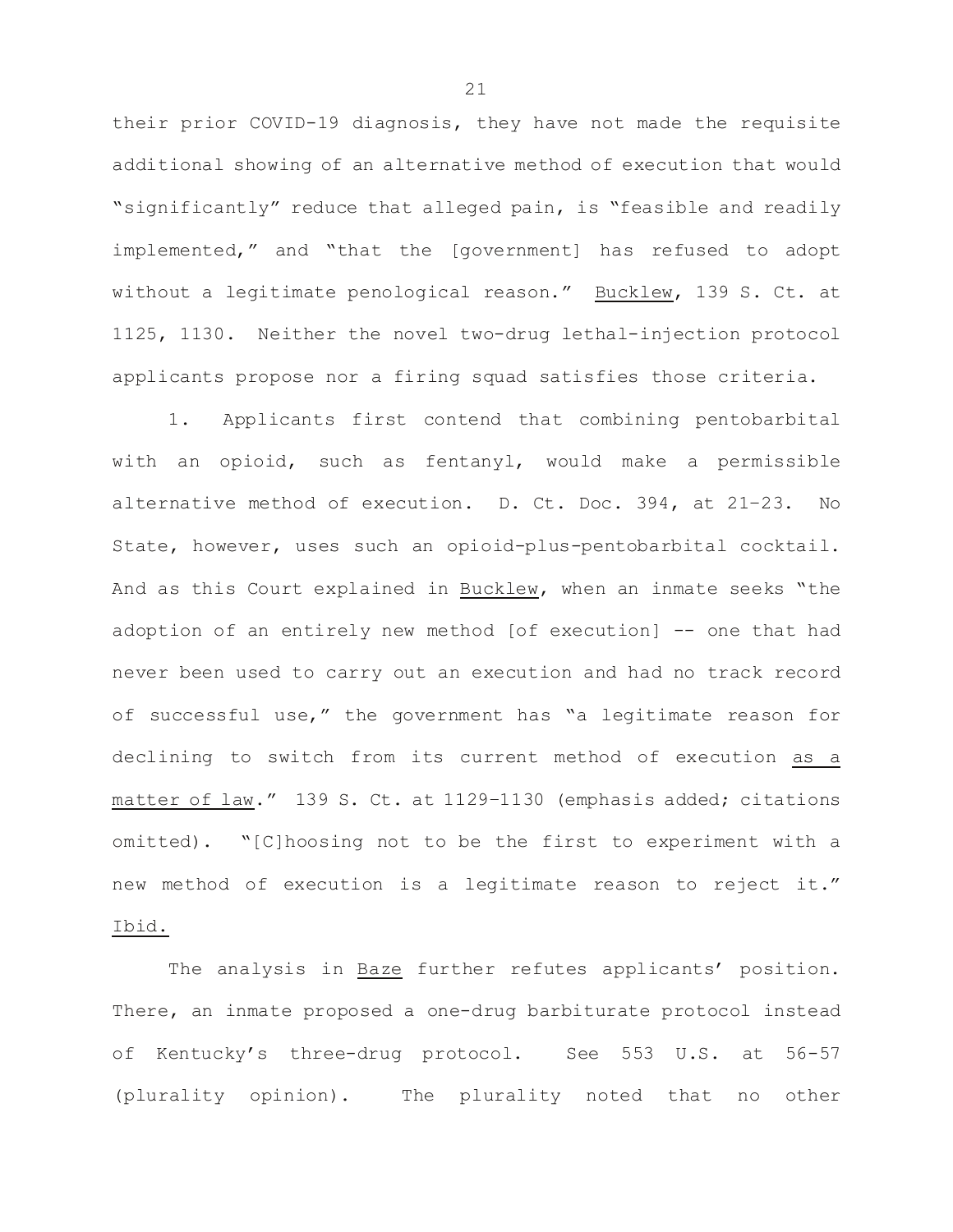their prior COVID-19 diagnosis, they have not made the requisite additional showing of an alternative method of execution that would "significantly" reduce that alleged pain, is "feasible and readily implemented," and "that the [government] has refused to adopt without a legitimate penological reason." Bucklew, 139 S. Ct. at 1125, 1130. Neither the novel two-drug lethal-injection protocol applicants propose nor a firing squad satisfies those criteria.

1. Applicants first contend that combining pentobarbital with an opioid, such as fentanyl, would make a permissible alternative method of execution. D. Ct. Doc. 394, at 21–23. No State, however, uses such an opioid-plus-pentobarbital cocktail. And as this Court explained in Bucklew, when an inmate seeks "the adoption of an entirely new method [of execution] -- one that had never been used to carry out an execution and had no track record of successful use," the government has "a legitimate reason for declining to switch from its current method of execution as a matter of law." 139 S. Ct. at 1129–1130 (emphasis added; citations omitted). "[C]hoosing not to be the first to experiment with a new method of execution is a legitimate reason to reject it." Ibid.

The analysis in Baze further refutes applicants' position. There, an inmate proposed a one-drug barbiturate protocol instead of Kentucky's three-drug protocol. See 553 U.S. at 56-57 (plurality opinion). The plurality noted that no other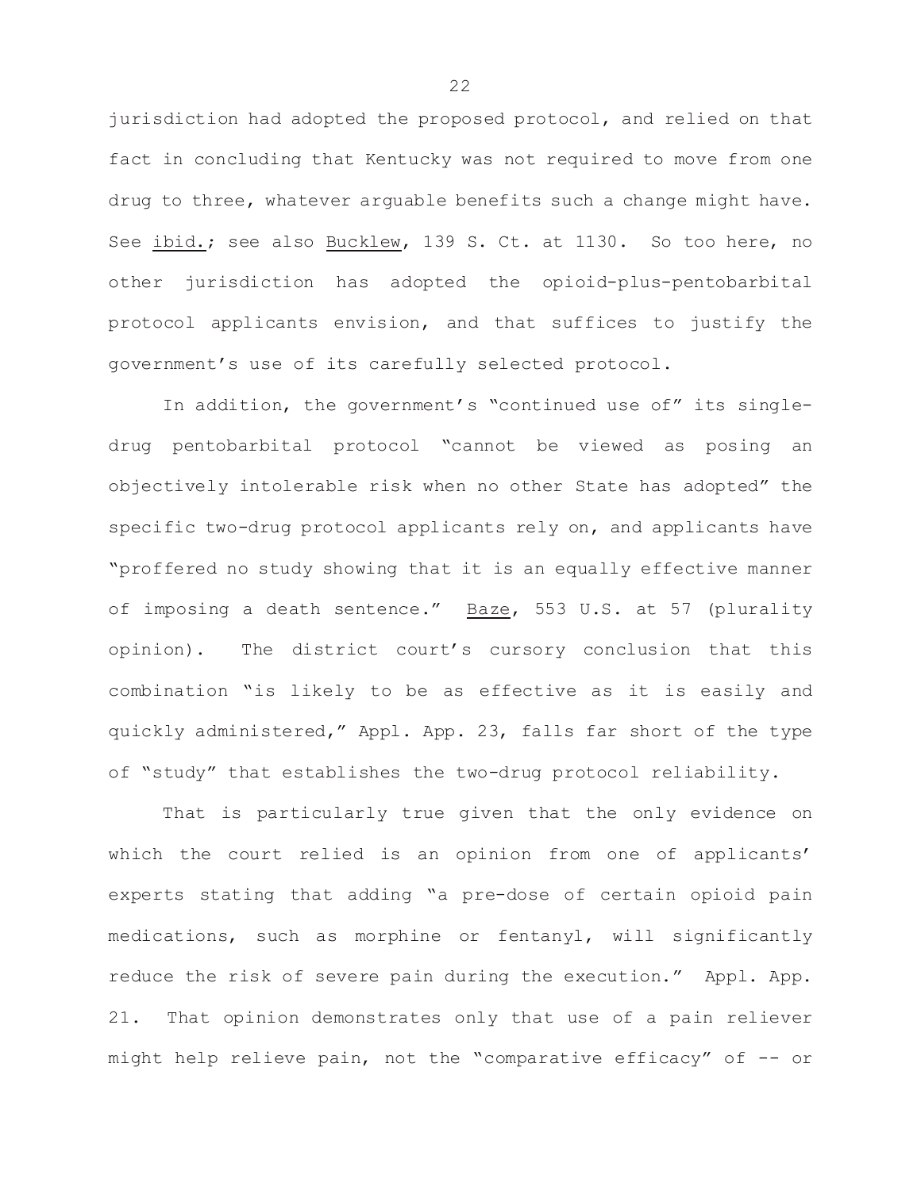jurisdiction had adopted the proposed protocol, and relied on that fact in concluding that Kentucky was not required to move from one drug to three, whatever arguable benefits such a change might have. See ibid.; see also Bucklew, 139 S. Ct. at 1130. So too here, no other jurisdiction has adopted the opioid-plus-pentobarbital protocol applicants envision, and that suffices to justify the government's use of its carefully selected protocol.

In addition, the government's "continued use of" its single-drug pentobarbital protocol "cannot be viewed as posing an objectively intolerable risk when no other State has adopted" the specific two-drug protocol applicants rely on, and applicants have "proffered no study showing that it is an equally effective manner of imposing a death sentence." Baze, 553 U.S. at 57 (plurality opinion). The district court's cursory conclusion that this combination "is likely to be as effective as it is easily and quickly administered," Appl. App. 23, falls far short of the type of "study" that establishes the two-drug protocol reliability.

That is particularly true given that the only evidence on which the court relied is an opinion from one of applicants' experts stating that adding "a pre-dose of certain opioid pain medications, such as morphine or fentanyl, will significantly reduce the risk of severe pain during the execution." Appl. App. 21. That opinion demonstrates only that use of a pain reliever might help relieve pain, not the "comparative efficacy" of -- or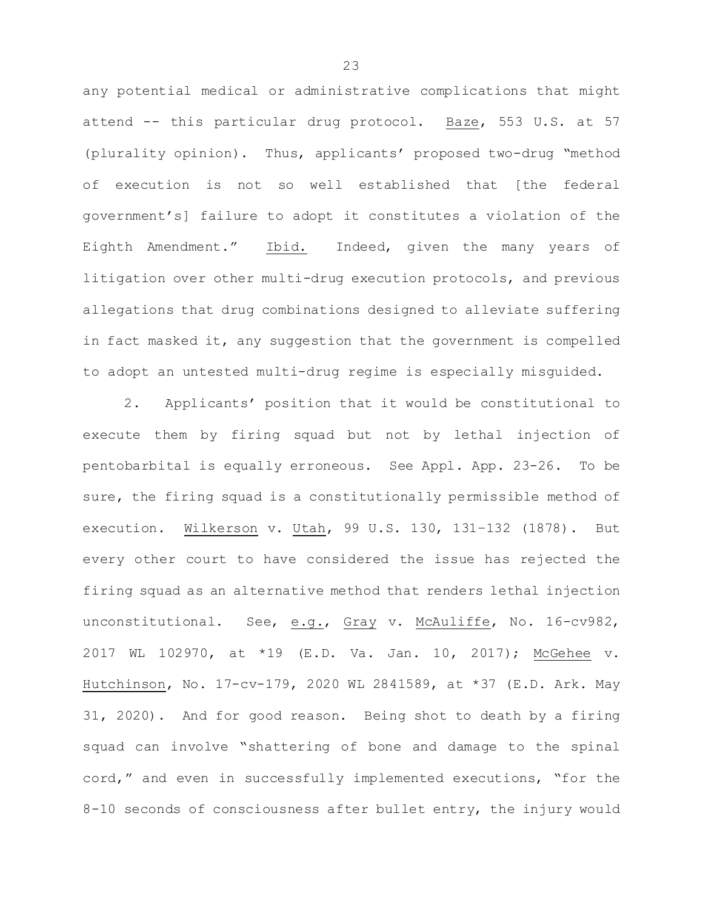any potential medical or administrative complications that might attend -- this particular drug protocol. Baze, 553 U.S. at 57 (plurality opinion). Thus, applicants' proposed two-drug "method of execution is not so well established that [the federal government's] failure to adopt it constitutes a violation of the Eighth Amendment." Ibid. Indeed, given the many years of litigation over other multi-drug execution protocols, and previous allegations that drug combinations designed to alleviate suffering in fact masked it, any suggestion that the government is compelled to adopt an untested multi-drug regime is especially misguided.

2. Applicants' position that it would be constitutional to execute them by firing squad but not by lethal injection of pentobarbital is equally erroneous. See Appl. App. 23-26. To be sure, the firing squad is a constitutionally permissible method of execution. Wilkerson v. Utah, 99 U.S. 130, 131–132 (1878). But every other court to have considered the issue has rejected the firing squad as an alternative method that renders lethal injection unconstitutional. See, e.g., Gray v. McAuliffe, No. 16-cv982, 2017 WL 102970, at \*19 (E.D. Va. Jan. 10, 2017); McGehee v. Hutchinson, No. 17-cv-179, 2020 WL 2841589, at \*37 (E.D. Ark. May 31, 2020). And for good reason. Being shot to death by a firing squad can involve "shattering of bone and damage to the spinal cord," and even in successfully implemented executions, "for the 8-10 seconds of consciousness after bullet entry, the injury would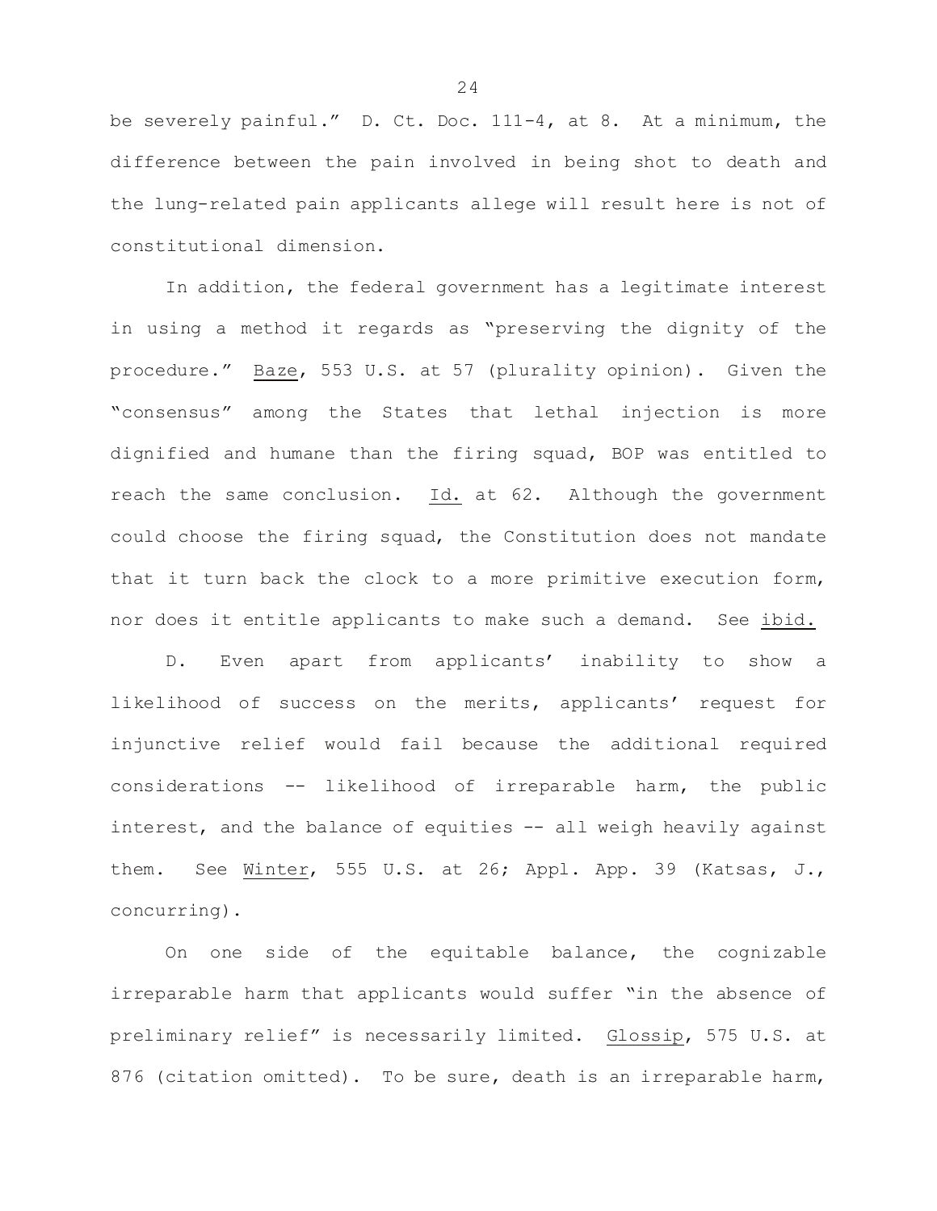be severely painful." D. Ct. Doc. 111-4, at 8. At a minimum, the difference between the pain involved in being shot to death and the lung-related pain applicants allege will result here is not of constitutional dimension.

In addition, the federal government has a legitimate interest in using a method it regards as "preserving the dignity of the procedure." Baze, 553 U.S. at 57 (plurality opinion). Given the "consensus" among the States that lethal injection is more dignified and humane than the firing squad, BOP was entitled to reach the same conclusion. Id. at 62. Although the government could choose the firing squad, the Constitution does not mandate that it turn back the clock to a more primitive execution form, nor does it entitle applicants to make such a demand. See ibid.

D. Even apart from applicants' inability to show a likelihood of success on the merits, applicants' request for injunctive relief would fail because the additional required considerations -- likelihood of irreparable harm, the public interest, and the balance of equities -- all weigh heavily against them. See Winter, 555 U.S. at 26; Appl. App. 39 (Katsas, J., concurring).

On one side of the equitable balance, the cognizable irreparable harm that applicants would suffer "in the absence of preliminary relief" is necessarily limited. Glossip, 575 U.S. at 876 (citation omitted). To be sure, death is an irreparable harm,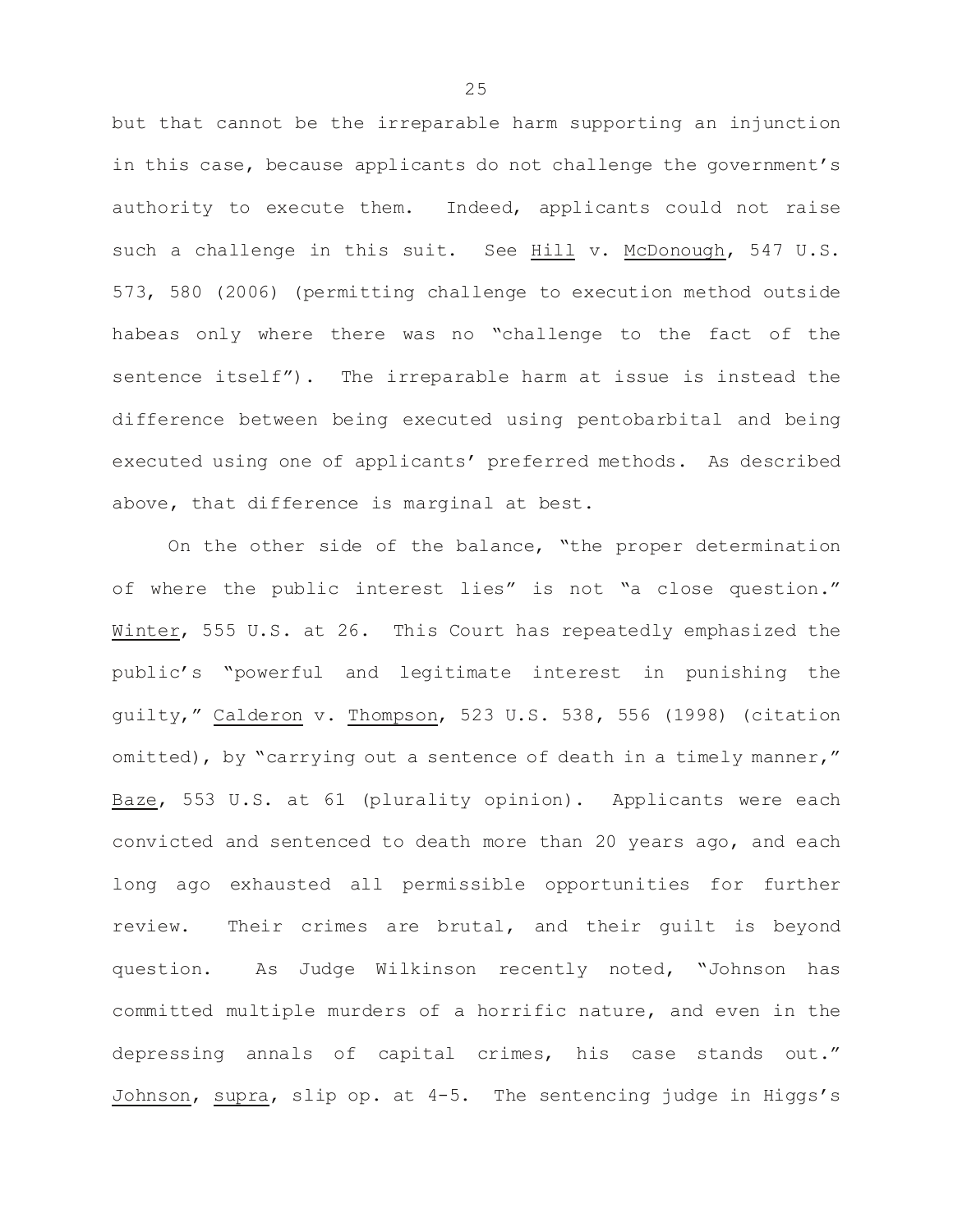but that cannot be the irreparable harm supporting an injunction in this case, because applicants do not challenge the government's authority to execute them. Indeed, applicants could not raise such a challenge in this suit. See Hill v. McDonough, 547 U.S. 573, 580 (2006) (permitting challenge to execution method outside habeas only where there was no "challenge to the fact of the sentence itself"). The irreparable harm at issue is instead the difference between being executed using pentobarbital and being executed using one of applicants' preferred methods. As described above, that difference is marginal at best.

On the other side of the balance, "the proper determination of where the public interest lies" is not "a close question." Winter, 555 U.S. at 26. This Court has repeatedly emphasized the public's "powerful and legitimate interest in punishing the guilty," Calderon v. Thompson, 523 U.S. 538, 556 (1998) (citation omitted), by "carrying out a sentence of death in a timely manner," Baze, 553 U.S. at 61 (plurality opinion). Applicants were each convicted and sentenced to death more than 20 years ago, and each long ago exhausted all permissible opportunities for further review. Their crimes are brutal, and their guilt is beyond question. As Judge Wilkinson recently noted, "Johnson has committed multiple murders of a horrific nature, and even in the depressing annals of capital crimes, his case stands out." Johnson, supra, slip op. at 4-5. The sentencing judge in Higgs's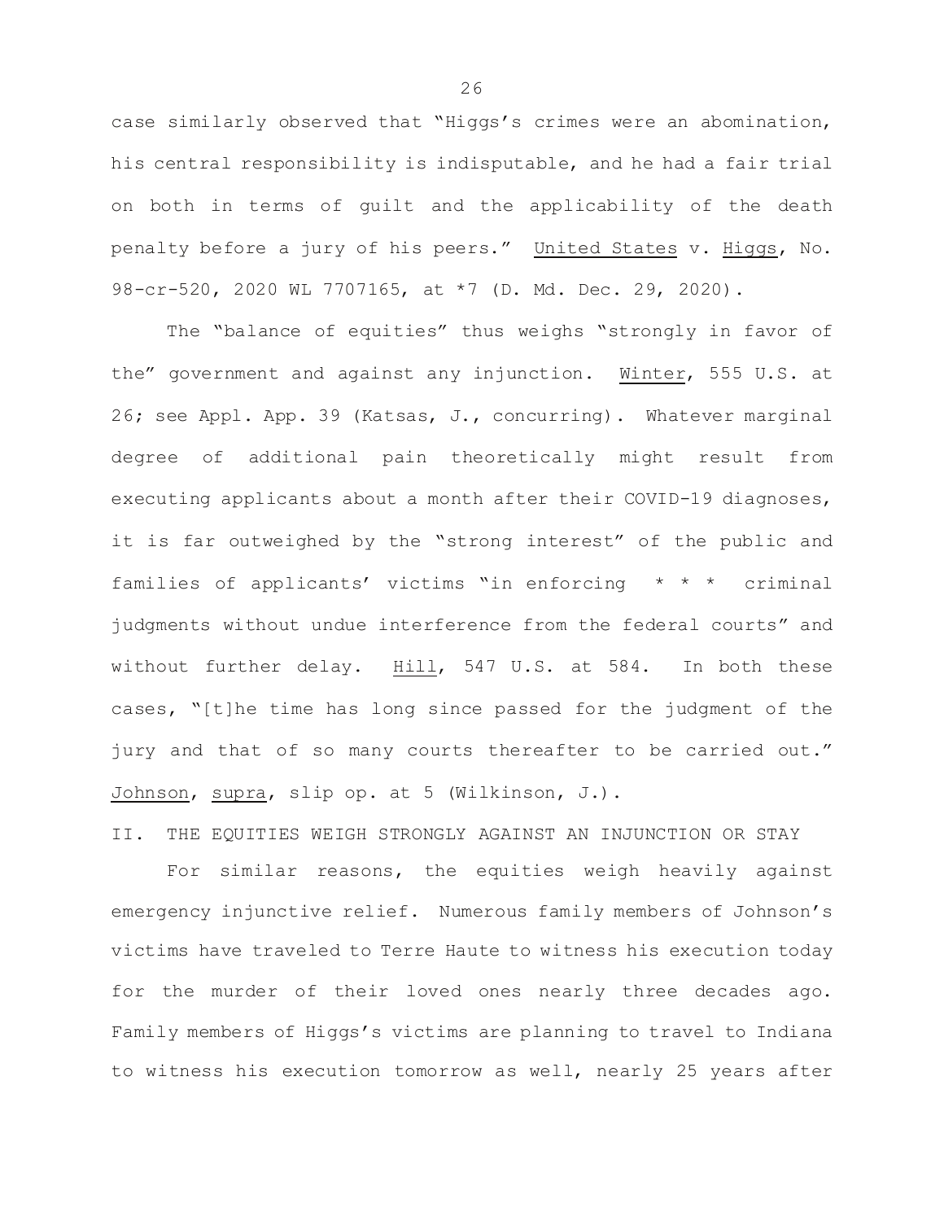case similarly observed that "Higgs's crimes were an abomination, his central responsibility is indisputable, and he had a fair trial on both in terms of guilt and the applicability of the death penalty before a jury of his peers." United States v. Higgs, No. 98-cr-520, 2020 WL 7707165, at *7 (D. Md. Dec. 29, 2020).

The "balance of equities" thus weighs "strongly in favor of the" government and against any injunction. Winter, 555 U.S. at 26; see Appl. App. 39 (Katsas, J., concurring). Whatever marginal degree of additional pain theoretically might result from executing applicants about a month after their COVID-19 diagnoses, it is far outweighed by the "strong interest" of the public and families of applicants' victims "in enforcing * * * criminal judgments without undue interference from the federal courts" and without further delay. Hill, 547 U.S. at 584. In both these cases, "[t]he time has long since passed for the judgment of the jury and that of so many courts thereafter to be carried out." Johnson, supra, slip op. at 5 (Wilkinson, J.).

## II. THE EQUITIES WEIGH STRONGLY AGAINST AN INJUNCTION OR STAY

For similar reasons, the equities weigh heavily against emergency injunctive relief. Numerous family members of Johnson's victims have traveled to Terre Haute to witness his execution today for the murder of their loved ones nearly three decades ago. Family members of Higgs's victims are planning to travel to Indiana to witness his execution tomorrow as well, nearly 25 years after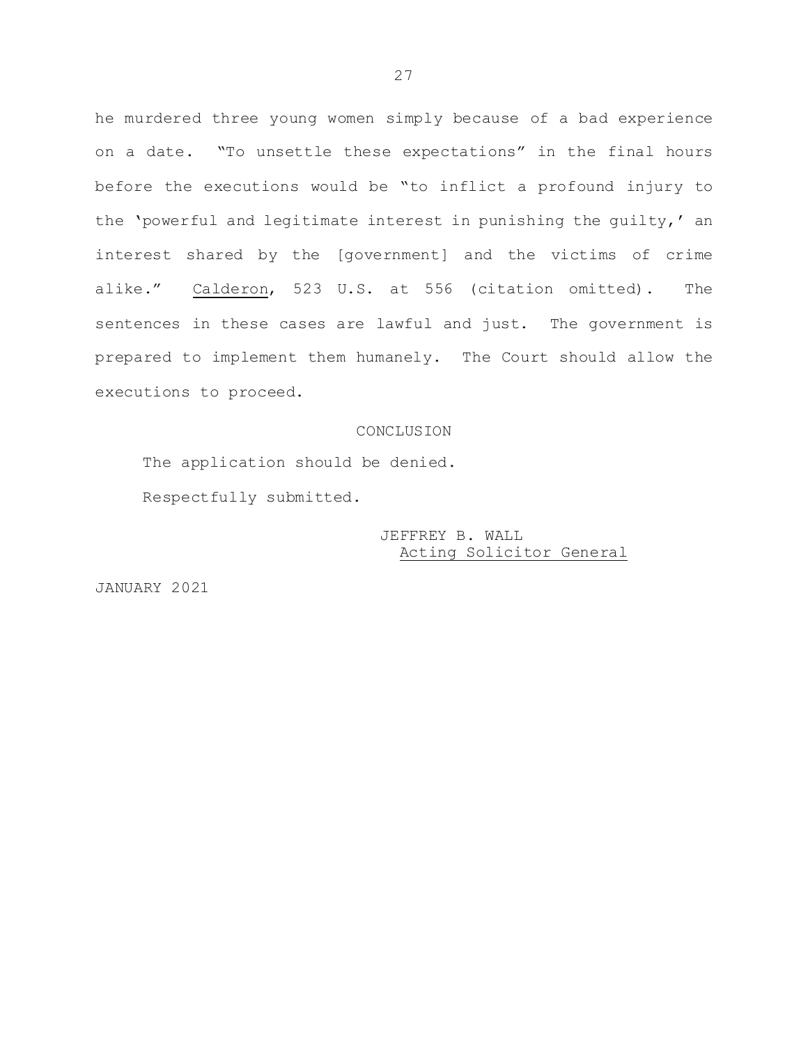he murdered three young women simply because of a bad experience on a date. "To unsettle these expectations" in the final hours before the executions would be "to inflict a profound injury to the 'powerful and legitimate interest in punishing the guilty,' an interest shared by the [government] and the victims of crime alike." Calderon, 523 U.S. at 556 (citation omitted). The sentences in these cases are lawful and just. The government is prepared to implement them humanely. The Court should allow the executions to proceed.

## CONCLUSION

The application should be denied.

Respectfully submitted.

JEFFREY B. WALL
Acting Solicitor General

JANUARY 2021